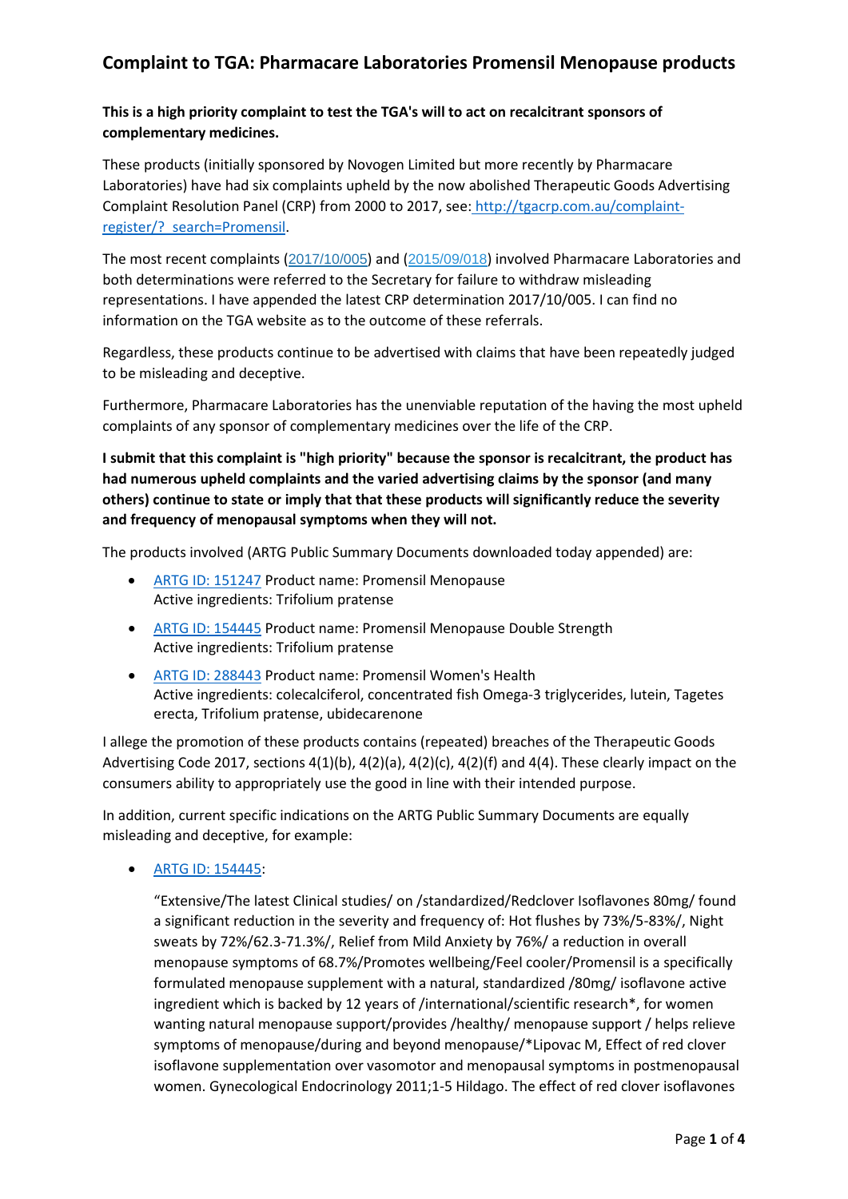# Complaint to TGA: Pharmacare Laboratories Promensil Menopause products

**This is a high priority complaint to test the TGA's will to act on recalcitrant sponsors of complementary medicines.**

These products (initially sponsored by Novogen Limited but more recently by Pharmacare Laboratories) have had six complaints upheld by the now abolished Therapeutic Goods Advertising Complaint Resolution Panel (CRP) from 2000 to 2017, see: [http://tgacrp.com.au/complaint-register/?_search=Promensil](http://tgacrp.com.au/complaint-register/?_search=Promensil).

The most recent complaints (2017/10/005) and (2015/09/018) involved Pharmacare Laboratories and both determinations were referred to the Secretary for failure to withdraw misleading representations. I have appended the latest CRP determination 2017/10/005. I can find no information on the TGA website as to the outcome of these referrals.

Regardless, these products continue to be advertised with claims that have been repeatedly judged to be misleading and deceptive.

Furthermore, Pharmacare Laboratories has the unenviable reputation of the having the most upheld complaints of any sponsor of complementary medicines over the life of the CRP.

**I submit that this complaint is "high priority" because the sponsor is recalcitrant, the product has had numerous upheld complaints and the varied advertising claims by the sponsor (and many others) continue to state or imply that that these products will significantly reduce the severity and frequency of menopausal symptoms when they will not.**

The products involved (ARTG Public Summary Documents downloaded today appended) are:

- ARTG ID: 151247 Product name: Promensil Menopause
  Active ingredients: Trifolium pratense
- ARTG ID: 154445 Product name: Promensil Menopause Double Strength
  Active ingredients: Trifolium pratense
- ARTG ID: 288443 Product name: Promensil Women's Health
  Active ingredients: colecalciferol, concentrated fish Omega-3 triglycerides, lutein, Tagetes erecta, Trifolium pratense, ubidecarenone

I allege the promotion of these products contains (repeated) breaches of the Therapeutic Goods Advertising Code 2017, sections 4(1)(b), 4(2)(a), 4(2)(c), 4(2)(f) and 4(4). These clearly impact on the consumers ability to appropriately use the good in line with their intended purpose.

In addition, current specific indications on the ARTG Public Summary Documents are equally misleading and deceptive, for example:

- ARTG ID: 154445:

  "Extensive/The latest Clinical studies/ on /standardized/Redclover Isoflavones 80mg/ found a significant reduction in the severity and frequency of: Hot flushes by 73%/5-83%/, Night sweats by 72%/62.3-71.3%/, Relief from Mild Anxiety by 76%/ a reduction in overall menopause symptoms of 68.7%/Promotes wellbeing/Feel cooler/Promensil is a specifically formulated menopause supplement with a natural, standardized /80mg/ isoflavone active ingredient which is backed by 12 years of /international/scientific research*, for women wanting natural menopause support/provides /healthy/ menopause support / helps relieve symptoms of menopause/during and beyond menopause/*Lipovac M, Effect of red clover isoflavone supplementation over vasomotor and menopausal symptoms in postmenopausal women. Gynecological Endocrinology 2011;1-5 Hildago. The effect of red clover isoflavones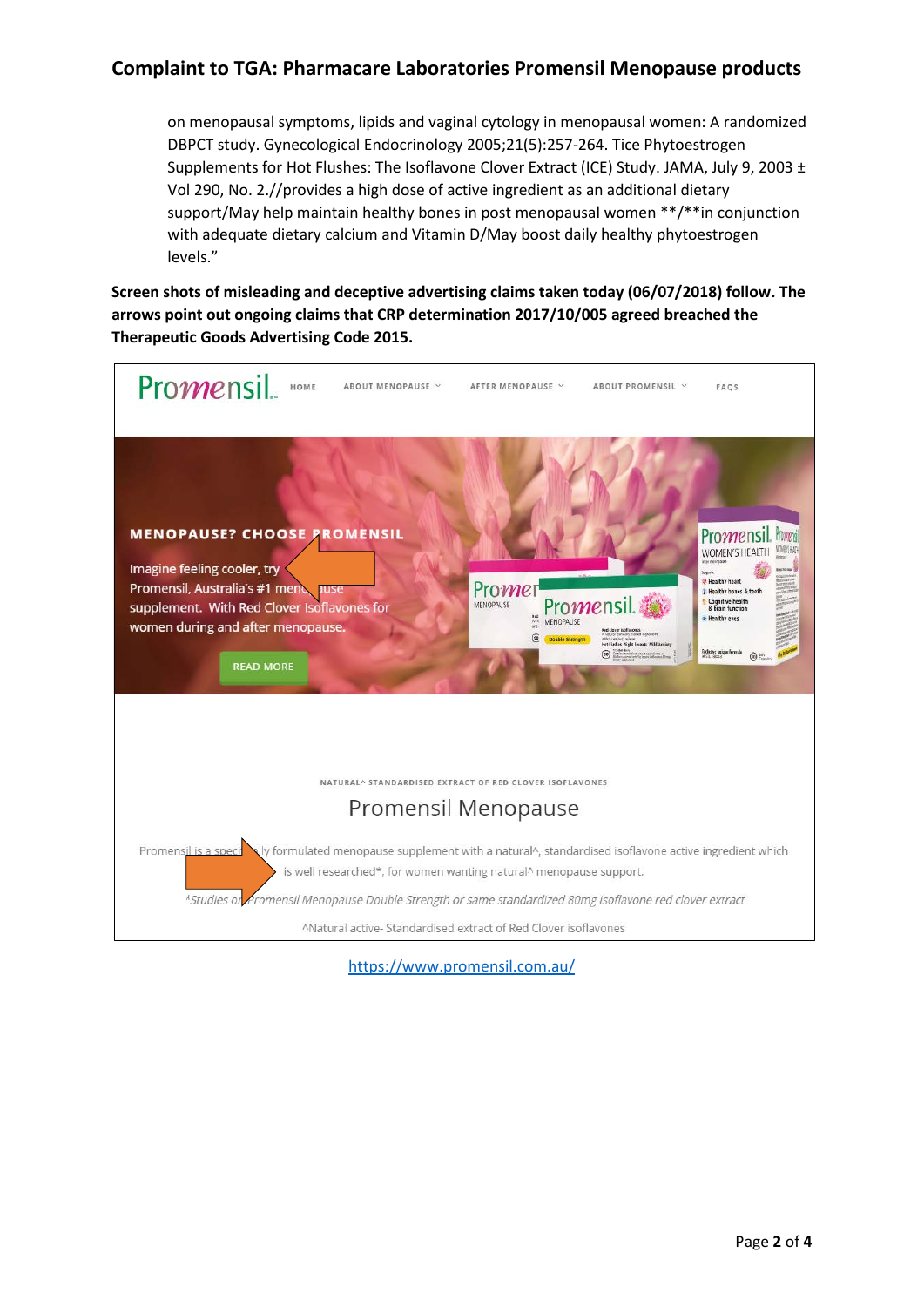on menopausal symptoms, lipids and vaginal cytology in menopausal women: A randomized DBPCT study. Gynecological Endocrinology 2005;21(5):257-264. Tice Phytoestrogen Supplements for Hot Flushes: The Isoflavone Clover Extract (ICE) Study. JAMA, July 9, 2003 ± Vol 290, No. 2.//provides a high dose of active ingredient as an additional dietary support/May help maintain healthy bones in post menopausal women **/**in conjunction with adequate dietary calcium and Vitamin D/May boost daily healthy phytoestrogen levels."

**Screen shots of misleading and deceptive advertising claims taken today (06/07/2018) follow. The arrows point out ongoing claims that CRP determination 2017/10/005 agreed breached the Therapeutic Goods Advertising Code 2015.**

Promensil HOME ABOUT MENOPAUSE AFTER MENOPAUSE ABOUT PROMENSIL FAQS

MENOPAUSE? CHOOSE PROMENSIL

Imagine feeling cooler, try Promensil, Australia's #1 menopause supplement. With Red Clover Isoflavones for women during and after menopause.

READ MORE

NATURAL^ STANDARDISED EXTRACT OF RED CLOVER ISOFLAVONES

Promensil Menopause

Promensil is a specially formulated menopause supplement with a natural^, standardised isoflavone active ingredient which is well researched*, for women wanting natural^ menopause support.

*Studies on Promensil Menopause Double Strength or same standardized 80mg isoflavone red clover extract

^Natural active- Standardised extract of Red Clover isoflavones

https://www.promensil.com.au/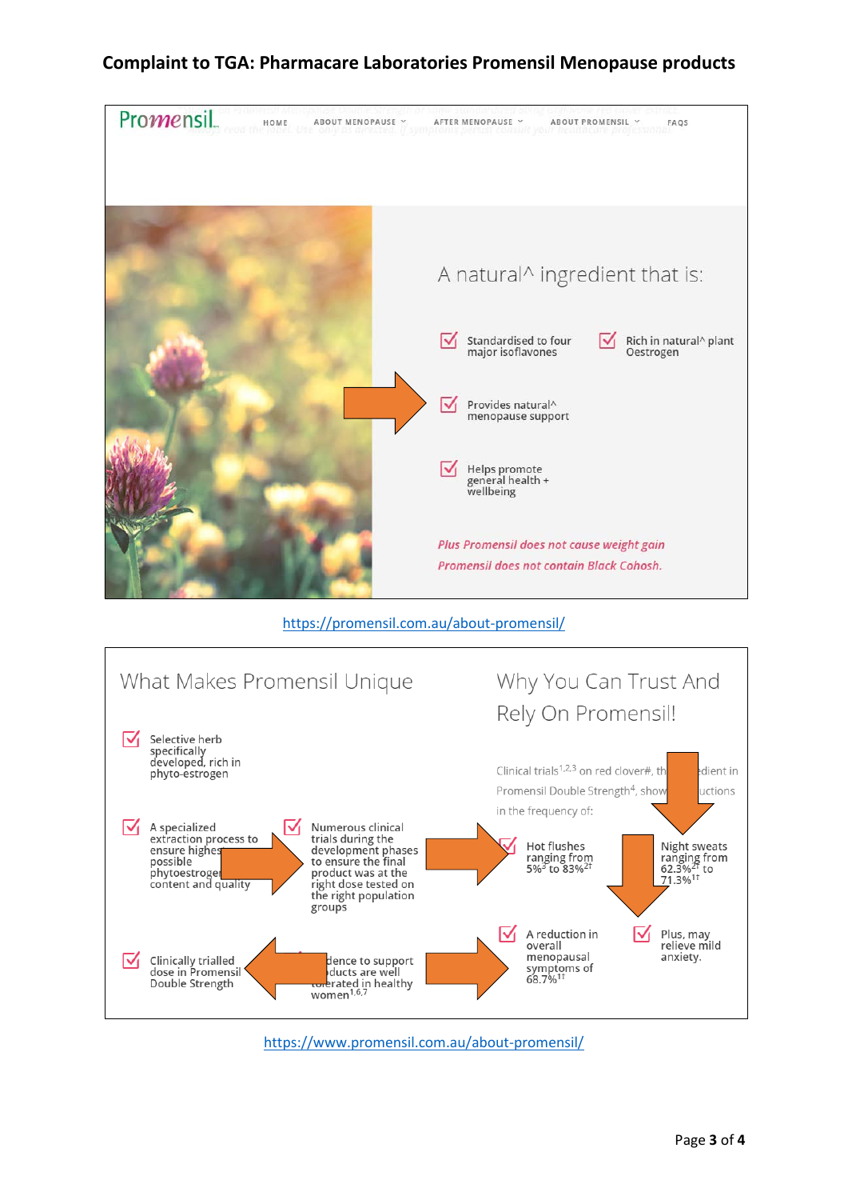# Complaint to TGA: Pharmacare Laboratories Promensil Menopause products

Promensil HOME ABOUT MENOPAUSE AFTER MENOPAUSE ABOUT PROMENSIL FAQS

A natural^ ingredient that is:

- Standardised to four major isoflavones
- Rich in natural^ plant Oestrogen
- Provides natural^ menopause support
- Helps promote general health + wellbeing

*Plus Promensil does not cause weight gain*

*Promensil does not contain Black Cohosh.*

https://promensil.com.au/about-promensil/

## What Makes Promensil Unique

- Selective herb specifically developed, rich in phyto-estrogen
- A specialized extraction process to ensure highes[t] possible phytoestroge[n] content and quality
- Numerous clinical trials during the development phases to ensure the final product was at the right dose tested on the right population groups
- Clinically trialled dose in Promensil Double Strength
- [Evi]dence to support [pro]ducts are well tolerated in healthy women[1,6,7]

## Why You Can Trust And Rely On Promensil!

Clinical trials[1,2,3] on red clover#, th[e ingre]dient in Promensil Double Strength[4], show[ red]uctions in the frequency of:

- Hot flushes ranging from 5%[3] to 83%[2†]
- Night sweats ranging from 62.3%[2†] to 71.3%[1†]
- A reduction in overall menopausal symptoms of 68.7%[1†]
- Plus, may relieve mild anxiety.

https://www.promensil.com.au/about-promensil/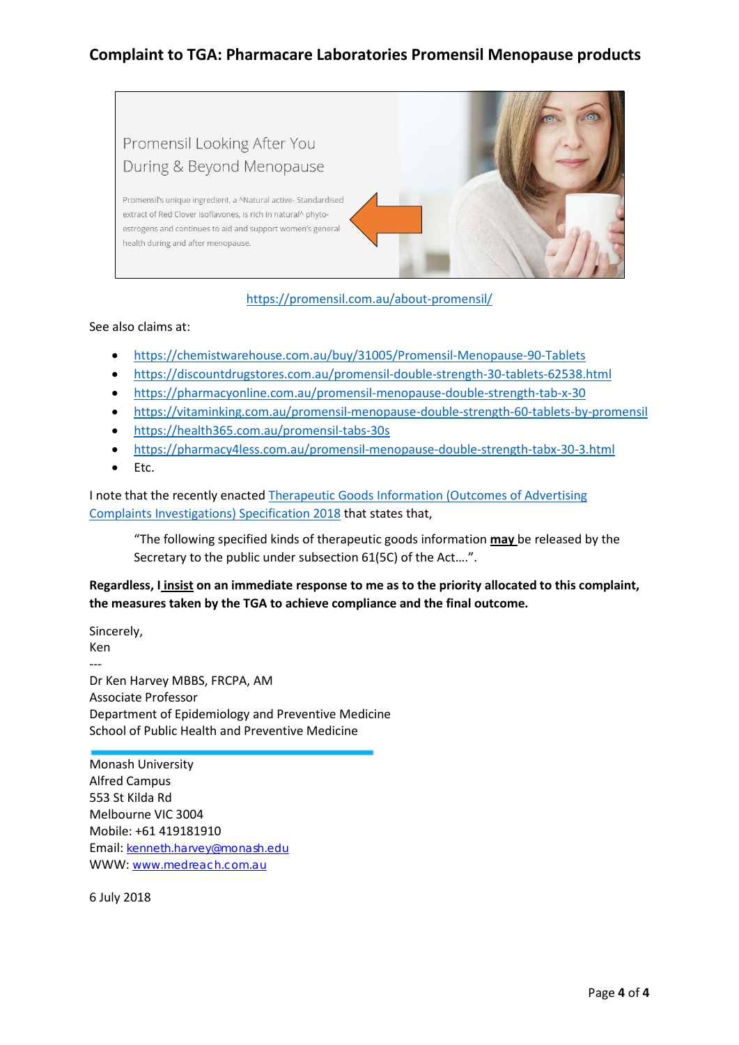Promensil Looking After You During & Beyond Menopause

Promensil's unique ingredient, a ^Natural active- Standardised extract of Red Clover isoflavones, is rich in natural^ phyto-estrogens and continues to aid and support women's general health during and after menopause.

https://promensil.com.au/about-promensil/

See also claims at:

- https://chemistwarehouse.com.au/buy/31005/Promensil-Menopause-90-Tablets
- https://discountdrugstores.com.au/promensil-double-strength-30-tablets-62538.html
- https://pharmacyonline.com.au/promensil-menopause-double-strength-tab-x-30
- https://vitaminking.com.au/promensil-menopause-double-strength-60-tablets-by-promensil
- https://health365.com.au/promensil-tabs-30s
- https://pharmacy4less.com.au/promensil-menopause-double-strength-tabx-30-3.html
- Etc.

I note that the recently enacted Therapeutic Goods Information (Outcomes of Advertising Complaints Investigations) Specification 2018 that states that,

> "The following specified kinds of therapeutic goods information **may** be released by the Secretary to the public under subsection 61(5C) of the Act....".

**Regardless, I insist on an immediate response to me as to the priority allocated to this complaint, the measures taken by the TGA to achieve compliance and the final outcome.**

Sincerely,
Ken
---
Dr Ken Harvey MBBS, FRCPA, AM
Associate Professor
Department of Epidemiology and Preventive Medicine
School of Public Health and Preventive Medicine

Monash University
Alfred Campus
553 St Kilda Rd
Melbourne VIC 3004
Mobile: +61 419181910
Email: kenneth.harvey@monash.edu
WWW: www.medreach.com.au

6 July 2018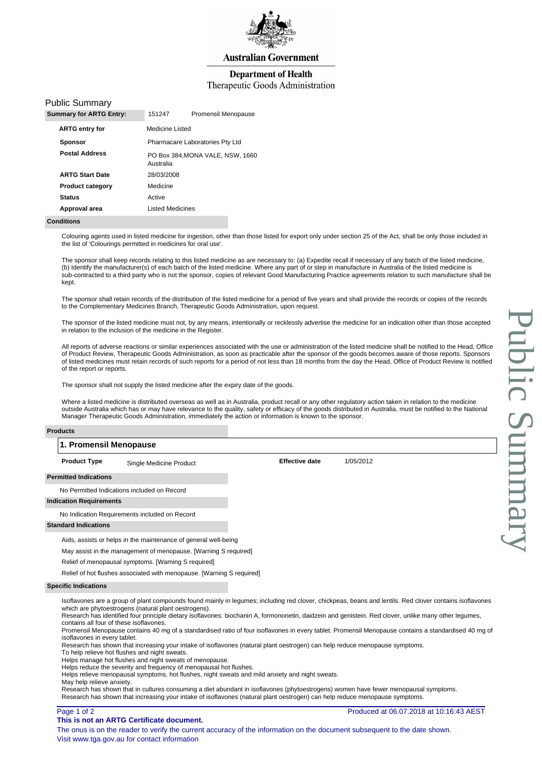Australian Government

**Department of Health**
Therapeutic Goods Administration

# Public Summary

| **Summary for ARTG Entry:** | 151247 | Promensil Menopause |
|---|---|---|
| **ARTG entry for** | Medicine Listed | |
| **Sponsor** | Pharmacare Laboratories Pty Ltd | |
| **Postal Address** | PO Box 384,MONA VALE, NSW, 1660 Australia | |
| **ARTG Start Date** | 28/03/2008 | |
| **Product category** | Medicine | |
| **Status** | Active | |
| **Approval area** | Listed Medicines | |

**Conditions**

Colouring agents used in listed medicine for ingestion, other than those listed for export only under section 25 of the Act, shall be only those included in the list of 'Colourings permitted in medicines for oral use'.

The sponsor shall keep records relating to this listed medicine as are necessary to: (a) Expedite recall if necessary of any batch of the listed medicine, (b) Identify the manufacturer(s) of each batch of the listed medicine. Where any part of or step in manufacture in Australia of the listed medicine is sub-contracted to a third party who is not the sponsor, copies of relevant Good Manufacturing Practice agreements relation to such manufacture shall be kept.

The sponsor shall retain records of the distribution of the listed medicine for a period of five years and shall provide the records or copies of the records to the Complementary Medicines Branch, Therapeutic Goods Administration, upon request.

The sponsor of the listed medicine must not, by any means, intentionally or recklessly advertise the medicine for an indication other than those accepted in relation to the inclusion of the medicine in the Register.

All reports of adverse reactions or similar experiences associated with the use or administration of the listed medicine shall be notified to the Head, Office of Product Review, Therapeutic Goods Administration, as soon as practicable after the sponsor of the goods becomes aware of those reports. Sponsors of listed medicines must retain records of such reports for a period of not less than 18 months from the day the Head, Office of Product Review is notified of the report or reports.

The sponsor shall not supply the listed medicine after the expiry date of the goods.

Where a listed medicine is distributed overseas as well as in Australia, product recall or any other regulatory action taken in relation to the medicine outside Australia which has or may have relevance to the quality, safety or efficacy of the goods distributed in Australia, must be notified to the National Manager Therapeutic Goods Administration, immediately the action or information is known to the sponsor.

**Products**

## 1. Promensil Menopause

| **Product Type** | Single Medicine Product | **Effective date** | 1/05/2012 |
|---|---|---|---|

**Permitted Indications**

No Permitted Indications included on Record

**Indication Requirements**

No Indication Requirements included on Record

**Standard Indications**

Aids, assists or helps in the maintenance of general well-being

May assist in the management of menopause. [Warning S required]

Relief of menopausal symptoms. [Warning S required]

Relief of hot flushes associated with menopause. [Warning S required]

**Specific Indications**

Isoflavones are a group of plant compounds found mainly in legumes; including red clover, chickpeas, beans and lentils. Red clover contains isoflavones which are phytoestrogens (natural plant oestrogens).
Research has identified four principle dietary isoflavones: biochanin A, formononetin, daidzein and genistein. Red clover, unlike many other legumes, contains all four of these isoflavones.
Promensil Menopause contains 40 mg of a standardised ratio of four isoflavones in every tablet. Promensil Menopause contains a standardised 40 mg of isoflavones in every tablet.
Research has shown that increasing your intake of isoflavones (natural plant oestrogen) can help reduce menopause symptoms.
To help relieve hot flushes and night sweats.
Helps manage hot flushes and night sweats of menopause.
Helps reduce the severity and frequency of menopausal hot flushes.
Helps relieve menopausal symptoms, hot flushes, night sweats and mild anxiety and night sweats.
May help relieve anxiety.
Research has shown that in cultures consuming a diet abundant in isoflavones (phytoestrogens) women have fewer menopausal symptoms.
Research has shown that increasing your intake of isoflavones (natural plant oestrogen) can help reduce menopause symptoms.

Produced at 06.07.2018 at 10:16:43 AEST

**This is not an ARTG Certificate document.**

The onus is on the reader to verify the current accuracy of the information on the document subsequent to the date shown.
Visit www.tga.gov.au for contact information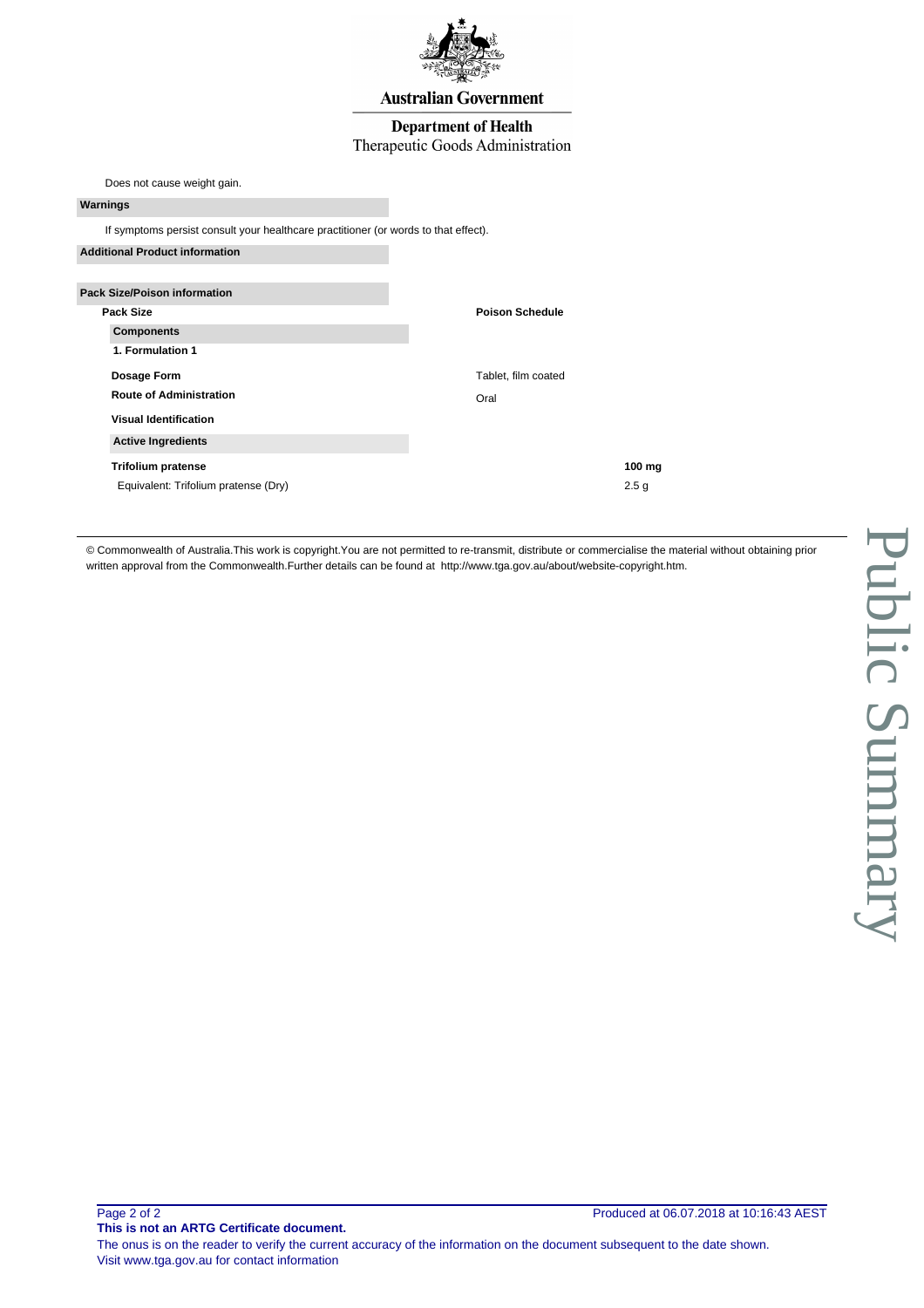Australian Government

Department of Health
Therapeutic Goods Administration

Does not cause weight gain.

**Warnings**

If symptoms persist consult your healthcare practitioner (or words to that effect).

**Additional Product information**

**Pack Size/Poison information**

| Pack Size | Poison Schedule |
| --- | --- |

**Components**

**1. Formulation 1**

| | |
| --- | --- |
| **Dosage Form** | Tablet, film coated |
| **Route of Administration** | Oral |
| **Visual Identification** | |

**Active Ingredients**

| | |
| --- | --- |
| **Trifolium pratense** | **100 mg** |
| Equivalent: Trifolium pratense (Dry) | 2.5 g |

© Commonwealth of Australia.This work is copyright.You are not permitted to re-transmit, distribute or commercialise the material without obtaining prior written approval from the Commonwealth.Further details can be found at http://www.tga.gov.au/about/website-copyright.htm.

Public Summary

Produced at 06.07.2018 at 10:16:43 AEST

**This is not an ARTG Certificate document.**

The onus is on the reader to verify the current accuracy of the information on the document subsequent to the date shown.
Visit www.tga.gov.au for contact information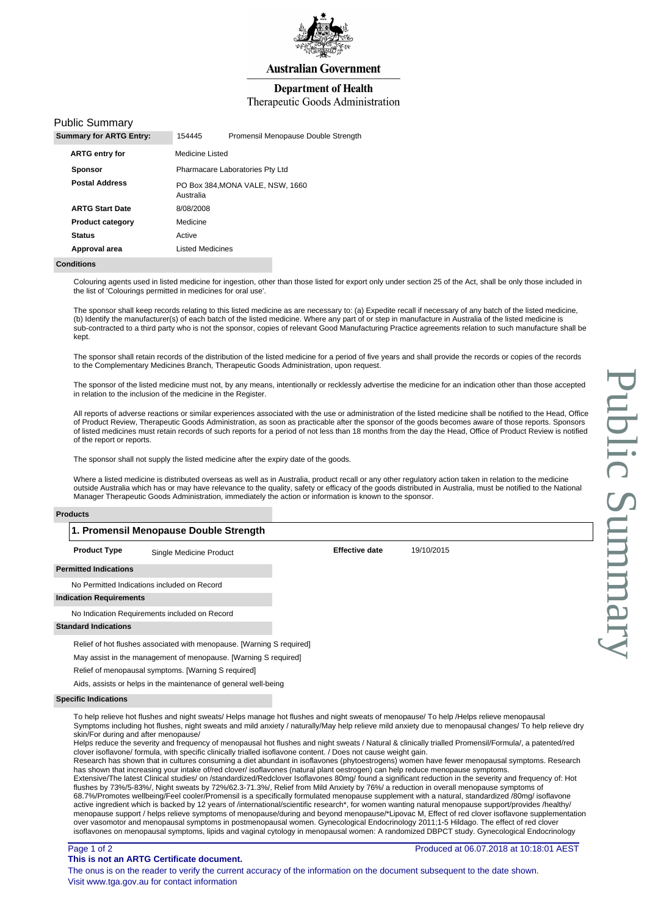Australian Government

Department of Health
Therapeutic Goods Administration

# Public Summary

| Summary for ARTG Entry: | 154445 | Promensil Menopause Double Strength |
|---|---|---|
| ARTG entry for | Medicine Listed | |
| Sponsor | Pharmacare Laboratories Pty Ltd | |
| Postal Address | PO Box 384,MONA VALE, NSW, 1660 Australia | |
| ARTG Start Date | 8/08/2008 | |
| Product category | Medicine | |
| Status | Active | |
| Approval area | Listed Medicines | |

**Conditions**

Colouring agents used in listed medicine for ingestion, other than those listed for export only under section 25 of the Act, shall be only those included in the list of 'Colourings permitted in medicines for oral use'.

The sponsor shall keep records relating to this listed medicine as are necessary to: (a) Expedite recall if necessary of any batch of the listed medicine, (b) Identify the manufacturer(s) of each batch of the listed medicine. Where any part of or step in manufacture in Australia of the listed medicine is sub-contracted to a third party who is not the sponsor, copies of relevant Good Manufacturing Practice agreements relation to such manufacture shall be kept.

The sponsor shall retain records of the distribution of the listed medicine for a period of five years and shall provide the records or copies of the records to the Complementary Medicines Branch, Therapeutic Goods Administration, upon request.

The sponsor of the listed medicine must not, by any means, intentionally or recklessly advertise the medicine for an indication other than those accepted in relation to the inclusion of the medicine in the Register.

All reports of adverse reactions or similar experiences associated with the use or administration of the listed medicine shall be notified to the Head, Office of Product Review, Therapeutic Goods Administration, as soon as practicable after the sponsor of the goods becomes aware of those reports. Sponsors of listed medicines must retain records of such reports for a period of not less than 18 months from the day the Head, Office of Product Review is notified of the report or reports.

The sponsor shall not supply the listed medicine after the expiry date of the goods.

Where a listed medicine is distributed overseas as well as in Australia, product recall or any other regulatory action taken in relation to the medicine outside Australia which has or may have relevance to the quality, safety or efficacy of the goods distributed in Australia, must be notified to the National Manager Therapeutic Goods Administration, immediately the action or information is known to the sponsor.

**Products**

## 1. Promensil Menopause Double Strength

| Product Type | Single Medicine Product | Effective date | 19/10/2015 |
|---|---|---|---|

**Permitted Indications**

No Permitted Indications included on Record

**Indication Requirements**

No Indication Requirements included on Record

**Standard Indications**

Relief of hot flushes associated with menopause. [Warning S required]

May assist in the management of menopause. [Warning S required]

Relief of menopausal symptoms. [Warning S required]

Aids, assists or helps in the maintenance of general well-being

**Specific Indications**

To help relieve hot flushes and night sweats/ Helps manage hot flushes and night sweats of menopause/ To help /Helps relieve menopausal Symptoms including hot flushes, night sweats and mild anxiety / naturally/May help relieve mild anxiety due to menopausal changes/ To help relieve dry skin/For during and after menopause/
Helps reduce the severity and frequency of menopausal hot flushes and night sweats / Natural & clinically trialled Promensil/Formula/, a patented/red clover isoflavone/ formula, with specific clinically trialled isoflavone content. / Does not cause weight gain.
Research has shown that in cultures consuming a diet abundant in isoflavones (phytoestrogens) women have fewer menopausal symptoms. Research has shown that increasing your intake of/red clover/ isoflavones (natural plant oestrogen) can help reduce menopause symptoms.
Extensive/The latest Clinical studies/ on /standardized/Redclover Isoflavones 80mg/ found a significant reduction in the severity and frequency of: Hot flushes by 73%/5-83%/, Night sweats by 72%/62.3-71.3%/, Relief from Mild Anxiety by 76%/ a reduction in overall menopause symptoms of 68.7%/Promotes wellbeing/Feel cooler/Promensil is a specifically formulated menopause supplement with a natural, standardized /80mg/ isoflavone active ingredient which is backed by 12 years of /international/scientific research*, for women wanting natural menopause support/provides /healthy/ menopause support / helps relieve symptoms of menopause/during and beyond menopause/*Lipovac M, Effect of red clover isoflavone supplementation over vasomotor and menopausal symptoms in postmenopausal women. Gynecological Endocrinology 2011;1-5 Hildago. The effect of red clover isoflavones on menopausal symptoms, lipids and vaginal cytology in menopausal women: A randomized DBPCT study. Gynecological Endocrinology

Produced at 06.07.2018 at 10:18:01 AEST

**This is not an ARTG Certificate document.**

The onus is on the reader to verify the current accuracy of the information on the document subsequent to the date shown.
Visit www.tga.gov.au for contact information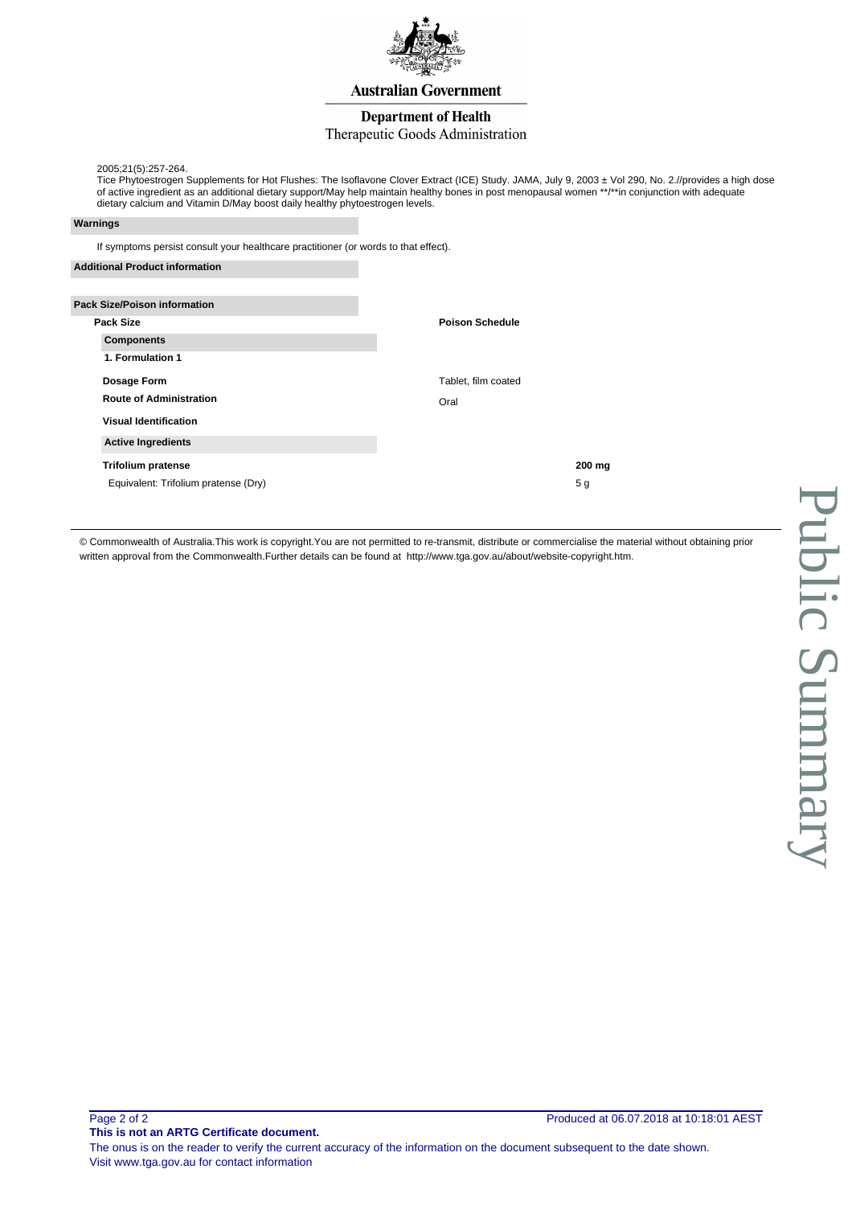2005;21(5):257-264.
Tice Phytoestrogen Supplements for Hot Flushes: The Isoflavone Clover Extract (ICE) Study. JAMA, July 9, 2003 ± Vol 290, No. 2.//provides a high dose of active ingredient as an additional dietary support/May help maintain healthy bones in post menopausal women **/**in conjunction with adequate dietary calcium and Vitamin D/May boost daily healthy phytoestrogen levels.

**Warnings**

If symptoms persist consult your healthcare practitioner (or words to that effect).

**Additional Product information**

**Pack Size/Poison information**

| Pack Size | Poison Schedule |
|---|---|

**Components**

**1. Formulation 1**

| | |
|---|---|
| **Dosage Form** | Tablet, film coated |
| **Route of Administration** | Oral |
| **Visual Identification** | |

**Active Ingredients**

| | |
|---|---|
| **Trifolium pratense** | **200 mg** |
| Equivalent: Trifolium pratense (Dry) | 5 g |

© Commonwealth of Australia.This work is copyright.You are not permitted to re-transmit, distribute or commercialise the material without obtaining prior written approval from the Commonwealth.Further details can be found at http://www.tga.gov.au/about/website-copyright.htm.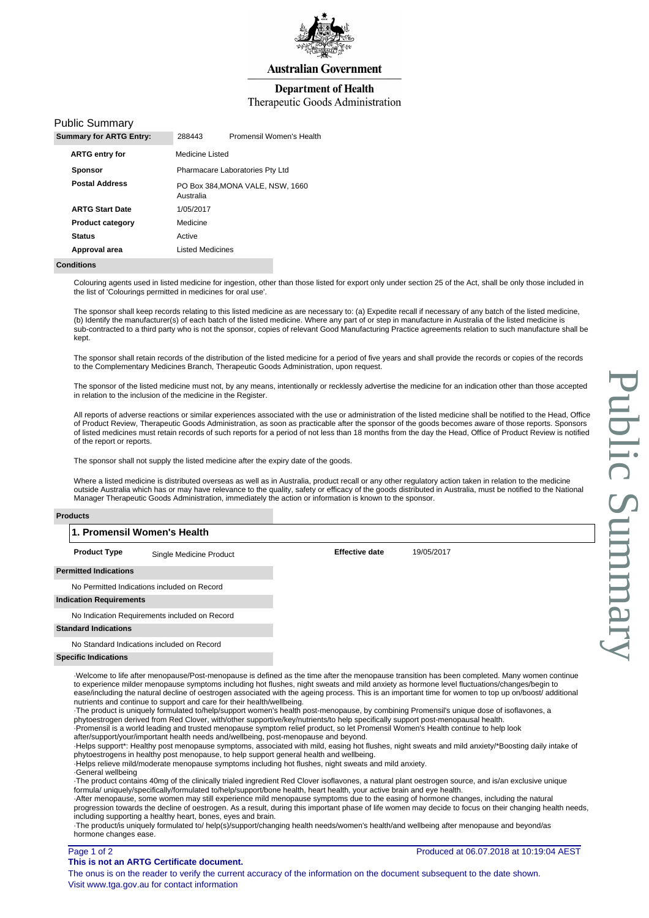Australian Government

Department of Health
Therapeutic Goods Administration

# Public Summary

| Summary for ARTG Entry: | 288443 | Promensil Women's Health |
| --- | --- | --- |
| ARTG entry for | Medicine Listed | |
| Sponsor | Pharmacare Laboratories Pty Ltd | |
| Postal Address | PO Box 384,MONA VALE, NSW, 1660 Australia | |
| ARTG Start Date | 1/05/2017 | |
| Product category | Medicine | |
| Status | Active | |
| Approval area | Listed Medicines | |

## Conditions

Colouring agents used in listed medicine for ingestion, other than those listed for export only under section 25 of the Act, shall be only those included in the list of 'Colourings permitted in medicines for oral use'.

The sponsor shall keep records relating to this listed medicine as are necessary to: (a) Expedite recall if necessary of any batch of the listed medicine, (b) Identify the manufacturer(s) of each batch of the listed medicine. Where any part of or step in manufacture in Australia of the listed medicine is sub-contracted to a third party who is not the sponsor, copies of relevant Good Manufacturing Practice agreements relation to such manufacture shall be kept.

The sponsor shall retain records of the distribution of the listed medicine for a period of five years and shall provide the records or copies of the records to the Complementary Medicines Branch, Therapeutic Goods Administration, upon request.

The sponsor of the listed medicine must not, by any means, intentionally or recklessly advertise the medicine for an indication other than those accepted in relation to the inclusion of the medicine in the Register.

All reports of adverse reactions or similar experiences associated with the use or administration of the listed medicine shall be notified to the Head, Office of Product Review, Therapeutic Goods Administration, as soon as practicable after the sponsor of the goods becomes aware of those reports. Sponsors of listed medicines must retain records of such reports for a period of not less than 18 months from the day the Head, Office of Product Review is notified of the report or reports.

The sponsor shall not supply the listed medicine after the expiry date of the goods.

Where a listed medicine is distributed overseas as well as in Australia, product recall or any other regulatory action taken in relation to the medicine outside Australia which has or may have relevance to the quality, safety or efficacy of the goods distributed in Australia, must be notified to the National Manager Therapeutic Goods Administration, immediately the action or information is known to the sponsor.

## Products

### 1. Promensil Women's Health

| Product Type | Single Medicine Product | Effective date | 19/05/2017 |
| --- | --- | --- | --- |

**Permitted Indications**

No Permitted Indications included on Record

**Indication Requirements**

No Indication Requirements included on Record

**Standard Indications**

No Standard Indications included on Record

**Specific Indications**

·Welcome to life after menopause/Post-menopause is defined as the time after the menopause transition has been completed. Many women continue to experience milder menopause symptoms including hot flushes, night sweats and mild anxiety as hormone level fluctuations/changes/begin to ease/including the natural decline of oestrogen associated with the ageing process. This is an important time for women to top up on/boost/ additional nutrients and continue to support and care for their health/wellbeing.
·The product is uniquely formulated to/help/support women's health post-menopause, by combining Promensil's unique dose of isoflavones, a phytoestrogen derived from Red Clover, with/other supportive/key/nutrients/to help specifically support post-menopausal health.
·Promensil is a world leading and trusted menopause symptom relief product, so let Promensil Women's Health continue to help look after/support/your/important health needs and/wellbeing, post-menopause and beyond.
·Helps support*: Healthy post menopause symptoms, associated with mild, easing hot flushes, night sweats and mild anxiety/*Boosting daily intake of phytoestrogens in healthy post menopause, to help support general health and wellbeing.
·Helps relieve mild/moderate menopause symptoms including hot flushes, night sweats and mild anxiety.
·General wellbeing
·The product contains 40mg of the clinically trialed ingredient Red Clover isoflavones, a natural plant oestrogen source, and is/an exclusive unique formula/ uniquely/specifically/formulated to/help/support/bone health, heart health, your active brain and eye health.
·After menopause, some women may still experience mild menopause symptoms due to the easing of hormone changes, including the natural progression towards the decline of oestrogen. As a result, during this important phase of life women may decide to focus on their changing health needs, including supporting a healthy heart, bones, eyes and brain.
·The product/is uniquely formulated to/ help(s)/support/changing health needs/women's health/and wellbeing after menopause and beyond/as hormone changes ease.

**This is not an ARTG Certificate document.**

The onus is on the reader to verify the current accuracy of the information on the document subsequent to the date shown.
Visit www.tga.gov.au for contact information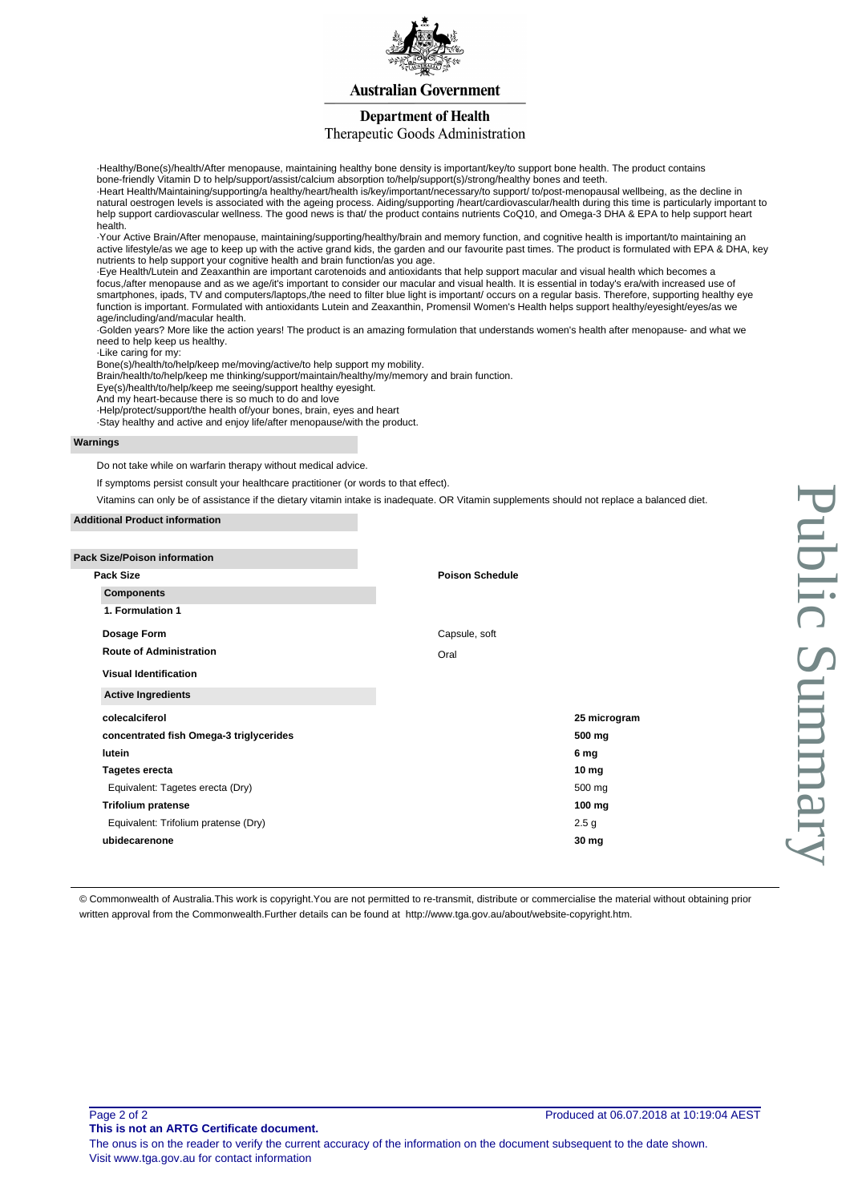·Healthy/Bone(s)/health/After menopause, maintaining healthy bone density is important/key/to support bone health. The product contains bone-friendly Vitamin D to help/support/assist/calcium absorption to/help/support(s)/strong/healthy bones and teeth.
·Heart Health/Maintaining/supporting/a healthy/heart/health is/key/important/necessary/to support/ to/post-menopausal wellbeing, as the decline in natural oestrogen levels is associated with the ageing process. Aiding/supporting /heart/cardiovascular/health during this time is particularly important to help support cardiovascular wellness. The good news is that/ the product contains nutrients CoQ10, and Omega-3 DHA & EPA to help support heart health.
·Your Active Brain/After menopause, maintaining/supporting/healthy/brain and memory function, and cognitive health is important/to maintaining an active lifestyle/as we age to keep up with the active grand kids, the garden and our favourite past times. The product is formulated with EPA & DHA, key nutrients to help support your cognitive health and brain function/as you age.
·Eye Health/Lutein and Zeaxanthin are important carotenoids and antioxidants that help support macular and visual health which becomes a focus,/after menopause and as we age/it's important to consider our macular and visual health. It is essential in today's era/with increased use of smartphones, ipads, TV and computers/laptops,/the need to filter blue light is important/ occurs on a regular basis. Therefore, supporting healthy eye function is important. Formulated with antioxidants Lutein and Zeaxanthin, Promensil Women's Health helps support healthy/eyesight/eyes/as we age/including/and/macular health.
·Golden years? More like the action years! The product is an amazing formulation that understands women's health after menopause- and what we need to help keep us healthy.
·Like caring for my:
Bone(s)/health/to/help/keep me/moving/active/to help support my mobility.
Brain/health/to/help/keep me thinking/support/maintain/healthy/my/memory and brain function.
Eye(s)/health/to/help/keep me seeing/support healthy eyesight.
And my heart-because there is so much to do and love
·Help/protect/support/the health of/your bones, brain, eyes and heart
·Stay healthy and active and enjoy life/after menopause/with the product.

**Warnings**

Do not take while on warfarin therapy without medical advice.

If symptoms persist consult your healthcare practitioner (or words to that effect).

Vitamins can only be of assistance if the dietary vitamin intake is inadequate. OR Vitamin supplements should not replace a balanced diet.

**Additional Product information**

**Pack Size/Poison information**

| Pack Size | Poison Schedule |
|---|---|

**Components**

**1. Formulation 1**

| | |
|---|---|
| **Dosage Form** | Capsule, soft |
| **Route of Administration** | Oral |
| **Visual Identification** | |

**Active Ingredients**

| | |
|---|---|
| **colecalciferol** | **25 microgram** |
| **concentrated fish Omega-3 triglycerides** | **500 mg** |
| **lutein** | **6 mg** |
| **Tagetes erecta** | **10 mg** |
| Equivalent: Tagetes erecta (Dry) | 500 mg |
| **Trifolium pratense** | **100 mg** |
| Equivalent: Trifolium pratense (Dry) | 2.5 g |
| **ubidecarenone** | **30 mg** |

© Commonwealth of Australia.This work is copyright.You are not permitted to re-transmit, distribute or commercialise the material without obtaining prior written approval from the Commonwealth.Further details can be found at http://www.tga.gov.au/about/website-copyright.htm.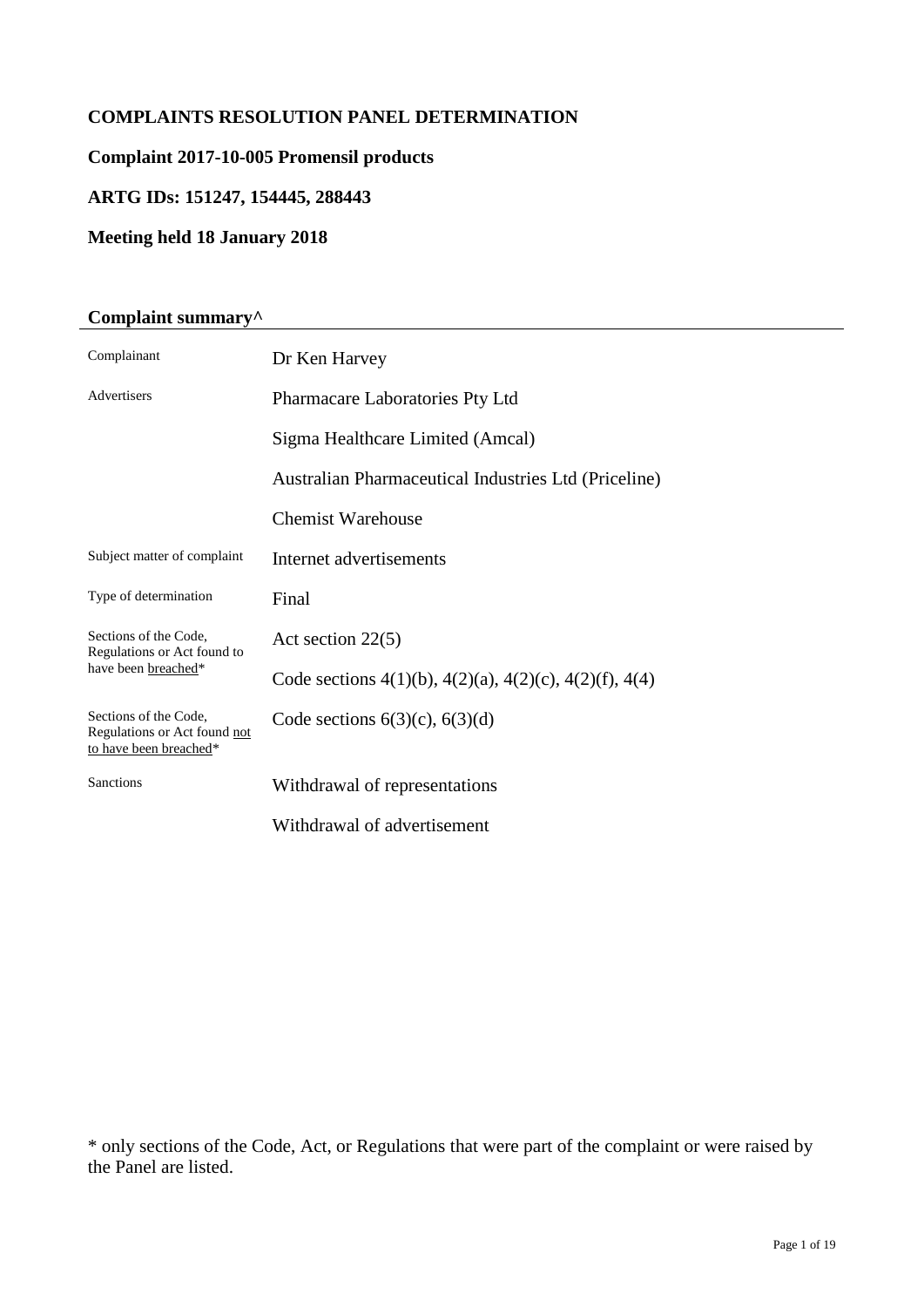**COMPLAINTS RESOLUTION PANEL DETERMINATION**

**Complaint 2017-10-005 Promensil products**

**ARTG IDs: 151247, 154445, 288443**

**Meeting held 18 January 2018**

## Complaint summary^

| | |
|---|---|
| Complainant | Dr Ken Harvey |
| Advertisers | Pharmacare Laboratories Pty Ltd |
| | Sigma Healthcare Limited (Amcal) |
| | Australian Pharmaceutical Industries Ltd (Priceline) |
| | Chemist Warehouse |
| Subject matter of complaint | Internet advertisements |
| Type of determination | Final |
| Sections of the Code, Regulations or Act found to have been breached* | Act section 22(5) |
| | Code sections 4(1)(b), 4(2)(a), 4(2)(c), 4(2)(f), 4(4) |
| Sections of the Code, Regulations or Act found not to have been breached* | Code sections 6(3)(c), 6(3)(d) |
| Sanctions | Withdrawal of representations |
| | Withdrawal of advertisement |

\* only sections of the Code, Act, or Regulations that were part of the complaint or were raised by the Panel are listed.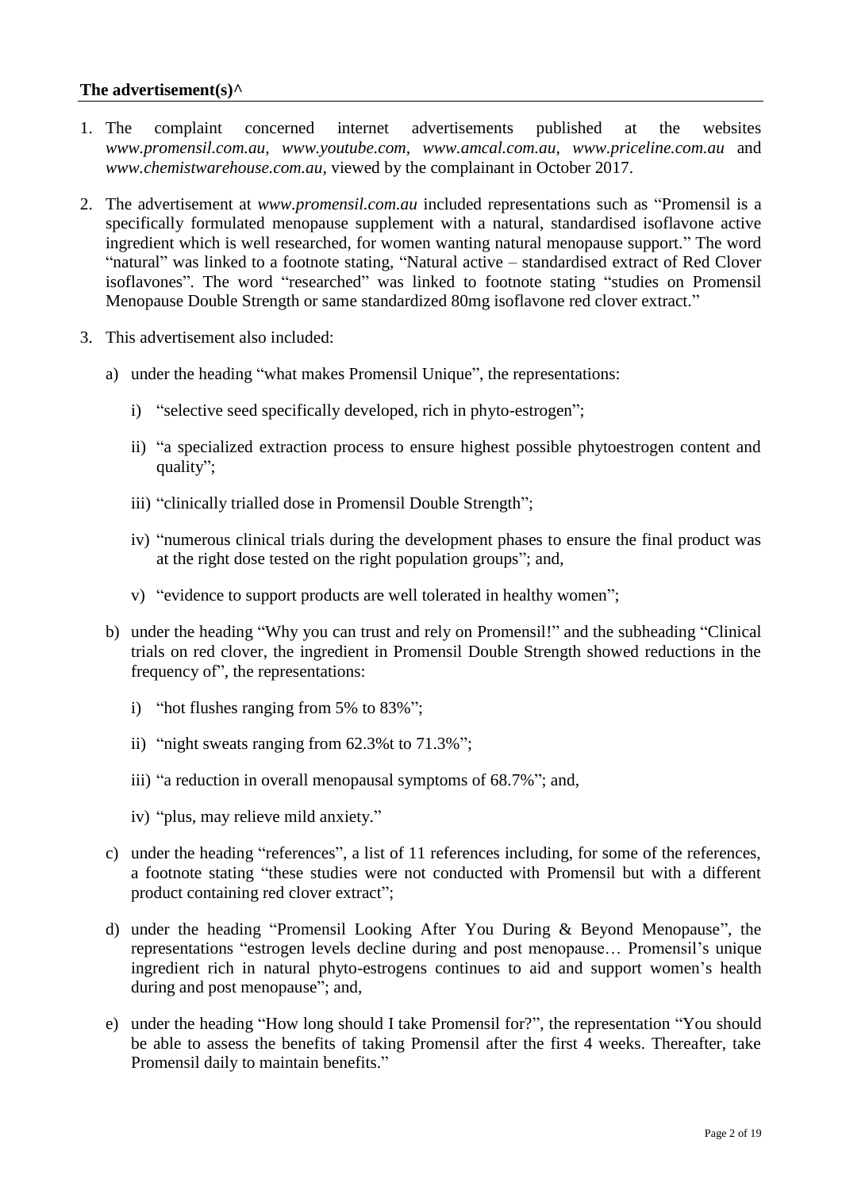## The advertisement(s)^

1. The complaint concerned internet advertisements published at the websites *www.promensil.com.au*, *www.youtube.com*, *www.amcal.com.au*, *www.priceline.com.au* and *www.chemistwarehouse.com.au*, viewed by the complainant in October 2017.

2. The advertisement at *www.promensil.com.au* included representations such as "Promensil is a specifically formulated menopause supplement with a natural, standardised isoflavone active ingredient which is well researched, for women wanting natural menopause support." The word "natural" was linked to a footnote stating, "Natural active – standardised extract of Red Clover isoflavones". The word "researched" was linked to footnote stating "studies on Promensil Menopause Double Strength or same standardized 80mg isoflavone red clover extract."

3. This advertisement also included:

   a) under the heading "what makes Promensil Unique", the representations:

      i) "selective seed specifically developed, rich in phyto-estrogen";

      ii) "a specialized extraction process to ensure highest possible phytoestrogen content and quality";

      iii) "clinically trialled dose in Promensil Double Strength";

      iv) "numerous clinical trials during the development phases to ensure the final product was at the right dose tested on the right population groups"; and,

      v) "evidence to support products are well tolerated in healthy women";

   b) under the heading "Why you can trust and rely on Promensil!" and the subheading "Clinical trials on red clover, the ingredient in Promensil Double Strength showed reductions in the frequency of", the representations:

      i) "hot flushes ranging from 5% to 83%";

      ii) "night sweats ranging from 62.3%t to 71.3%";

      iii) "a reduction in overall menopausal symptoms of 68.7%"; and,

      iv) "plus, may relieve mild anxiety."

   c) under the heading "references", a list of 11 references including, for some of the references, a footnote stating "these studies were not conducted with Promensil but with a different product containing red clover extract";

   d) under the heading "Promensil Looking After You During & Beyond Menopause", the representations "estrogen levels decline during and post menopause… Promensil's unique ingredient rich in natural phyto-estrogens continues to aid and support women's health during and post menopause"; and,

   e) under the heading "How long should I take Promensil for?", the representation "You should be able to assess the benefits of taking Promensil after the first 4 weeks. Thereafter, take Promensil daily to maintain benefits."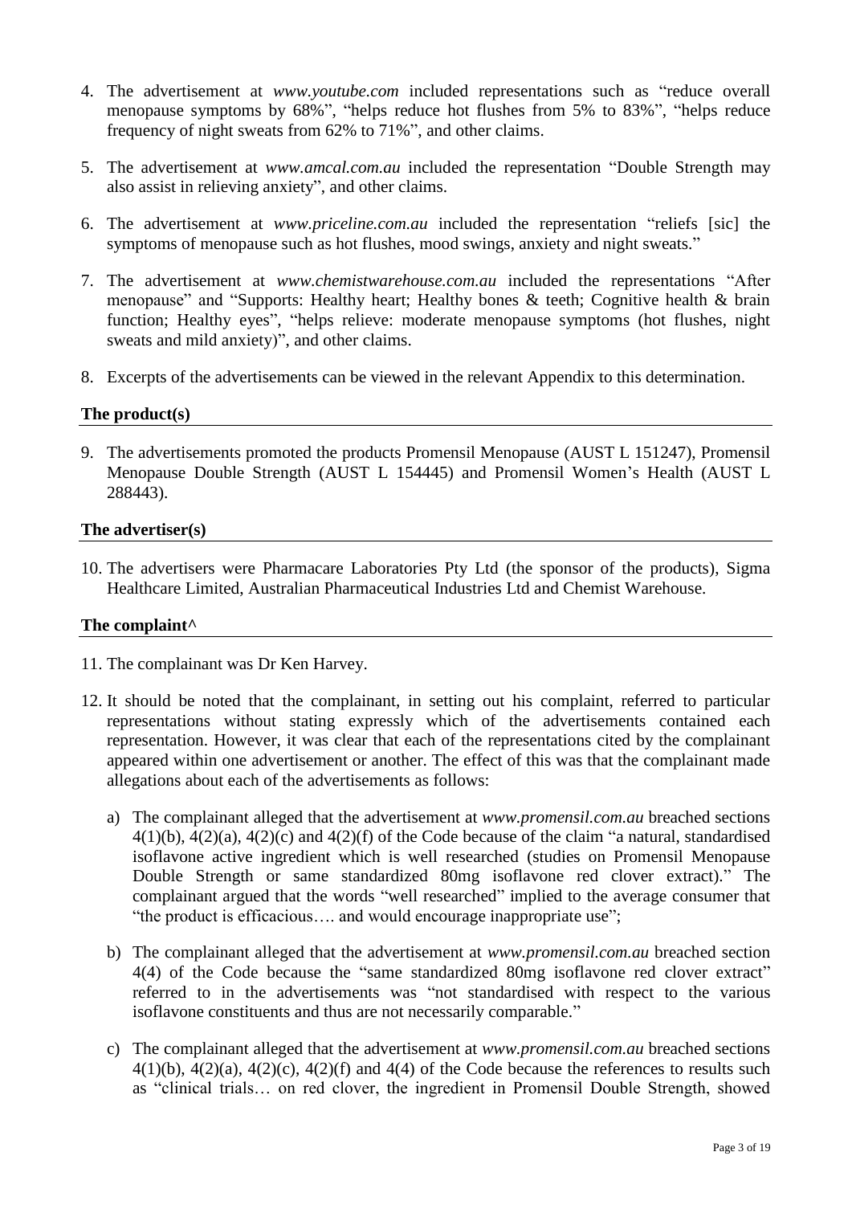4. The advertisement at *www.youtube.com* included representations such as "reduce overall menopause symptoms by 68%", "helps reduce hot flushes from 5% to 83%", "helps reduce frequency of night sweats from 62% to 71%", and other claims.

5. The advertisement at *www.amcal.com.au* included the representation "Double Strength may also assist in relieving anxiety", and other claims.

6. The advertisement at *www.priceline.com.au* included the representation "reliefs [sic] the symptoms of menopause such as hot flushes, mood swings, anxiety and night sweats."

7. The advertisement at *www.chemistwarehouse.com.au* included the representations "After menopause" and "Supports: Healthy heart; Healthy bones & teeth; Cognitive health & brain function; Healthy eyes", "helps relieve: moderate menopause symptoms (hot flushes, night sweats and mild anxiety)", and other claims.

8. Excerpts of the advertisements can be viewed in the relevant Appendix to this determination.

### The product(s)

9. The advertisements promoted the products Promensil Menopause (AUST L 151247), Promensil Menopause Double Strength (AUST L 154445) and Promensil Women's Health (AUST L 288443).

### The advertiser(s)

10. The advertisers were Pharmacare Laboratories Pty Ltd (the sponsor of the products), Sigma Healthcare Limited, Australian Pharmaceutical Industries Ltd and Chemist Warehouse.

### The complaint^

11. The complainant was Dr Ken Harvey.

12. It should be noted that the complainant, in setting out his complaint, referred to particular representations without stating expressly which of the advertisements contained each representation. However, it was clear that each of the representations cited by the complainant appeared within one advertisement or another. The effect of this was that the complainant made allegations about each of the advertisements as follows:

    a) The complainant alleged that the advertisement at *www.promensil.com.au* breached sections 4(1)(b), 4(2)(a), 4(2)(c) and 4(2)(f) of the Code because of the claim "a natural, standardised isoflavone active ingredient which is well researched (studies on Promensil Menopause Double Strength or same standardized 80mg isoflavone red clover extract)." The complainant argued that the words "well researched" implied to the average consumer that "the product is efficacious…. and would encourage inappropriate use";

    b) The complainant alleged that the advertisement at *www.promensil.com.au* breached section 4(4) of the Code because the "same standardized 80mg isoflavone red clover extract" referred to in the advertisements was "not standardised with respect to the various isoflavone constituents and thus are not necessarily comparable."

    c) The complainant alleged that the advertisement at *www.promensil.com.au* breached sections 4(1)(b), 4(2)(a), 4(2)(c), 4(2)(f) and 4(4) of the Code because the references to results such as "clinical trials… on red clover, the ingredient in Promensil Double Strength, showed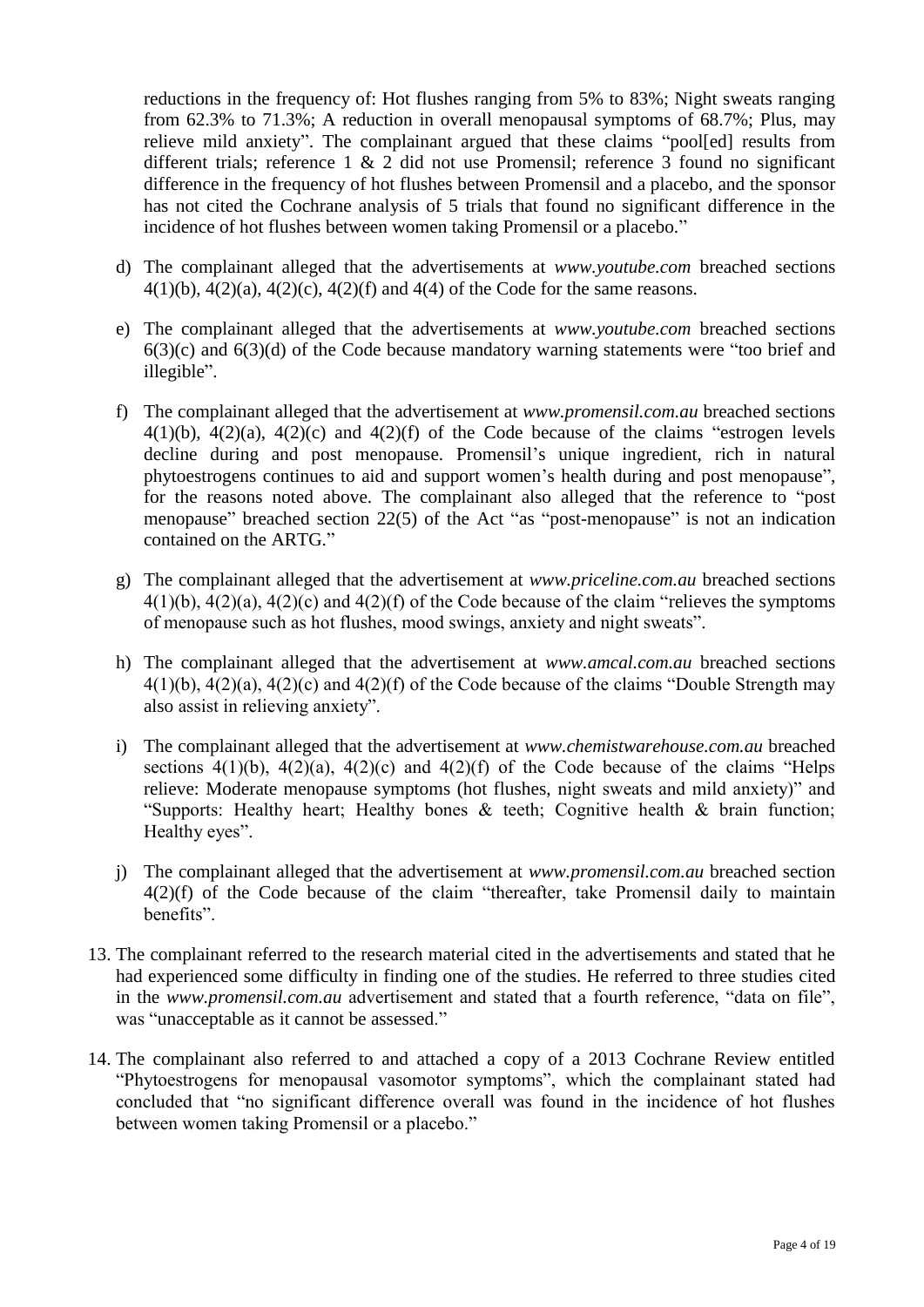reductions in the frequency of: Hot flushes ranging from 5% to 83%; Night sweats ranging from 62.3% to 71.3%; A reduction in overall menopausal symptoms of 68.7%; Plus, may relieve mild anxiety". The complainant argued that these claims "pool[ed] results from different trials; reference 1 & 2 did not use Promensil; reference 3 found no significant difference in the frequency of hot flushes between Promensil and a placebo, and the sponsor has not cited the Cochrane analysis of 5 trials that found no significant difference in the incidence of hot flushes between women taking Promensil or a placebo."

d) The complainant alleged that the advertisements at *www.youtube.com* breached sections 4(1)(b), 4(2)(a), 4(2)(c), 4(2)(f) and 4(4) of the Code for the same reasons.

e) The complainant alleged that the advertisements at *www.youtube.com* breached sections 6(3)(c) and 6(3)(d) of the Code because mandatory warning statements were "too brief and illegible".

f) The complainant alleged that the advertisement at *www.promensil.com.au* breached sections 4(1)(b), 4(2)(a), 4(2)(c) and 4(2)(f) of the Code because of the claims "estrogen levels decline during and post menopause. Promensil's unique ingredient, rich in natural phytoestrogens continues to aid and support women's health during and post menopause", for the reasons noted above. The complainant also alleged that the reference to "post menopause" breached section 22(5) of the Act "as "post-menopause" is not an indication contained on the ARTG."

g) The complainant alleged that the advertisement at *www.priceline.com.au* breached sections 4(1)(b), 4(2)(a), 4(2)(c) and 4(2)(f) of the Code because of the claim "relieves the symptoms of menopause such as hot flushes, mood swings, anxiety and night sweats".

h) The complainant alleged that the advertisement at *www.amcal.com.au* breached sections 4(1)(b), 4(2)(a), 4(2)(c) and 4(2)(f) of the Code because of the claims "Double Strength may also assist in relieving anxiety".

i) The complainant alleged that the advertisement at *www.chemistwarehouse.com.au* breached sections 4(1)(b), 4(2)(a), 4(2)(c) and 4(2)(f) of the Code because of the claims "Helps relieve: Moderate menopause symptoms (hot flushes, night sweats and mild anxiety)" and "Supports: Healthy heart; Healthy bones & teeth; Cognitive health & brain function; Healthy eyes".

j) The complainant alleged that the advertisement at *www.promensil.com.au* breached section 4(2)(f) of the Code because of the claim "thereafter, take Promensil daily to maintain benefits".

13. The complainant referred to the research material cited in the advertisements and stated that he had experienced some difficulty in finding one of the studies. He referred to three studies cited in the *www.promensil.com.au* advertisement and stated that a fourth reference, "data on file", was "unacceptable as it cannot be assessed."

14. The complainant also referred to and attached a copy of a 2013 Cochrane Review entitled "Phytoestrogens for menopausal vasomotor symptoms", which the complainant stated had concluded that "no significant difference overall was found in the incidence of hot flushes between women taking Promensil or a placebo."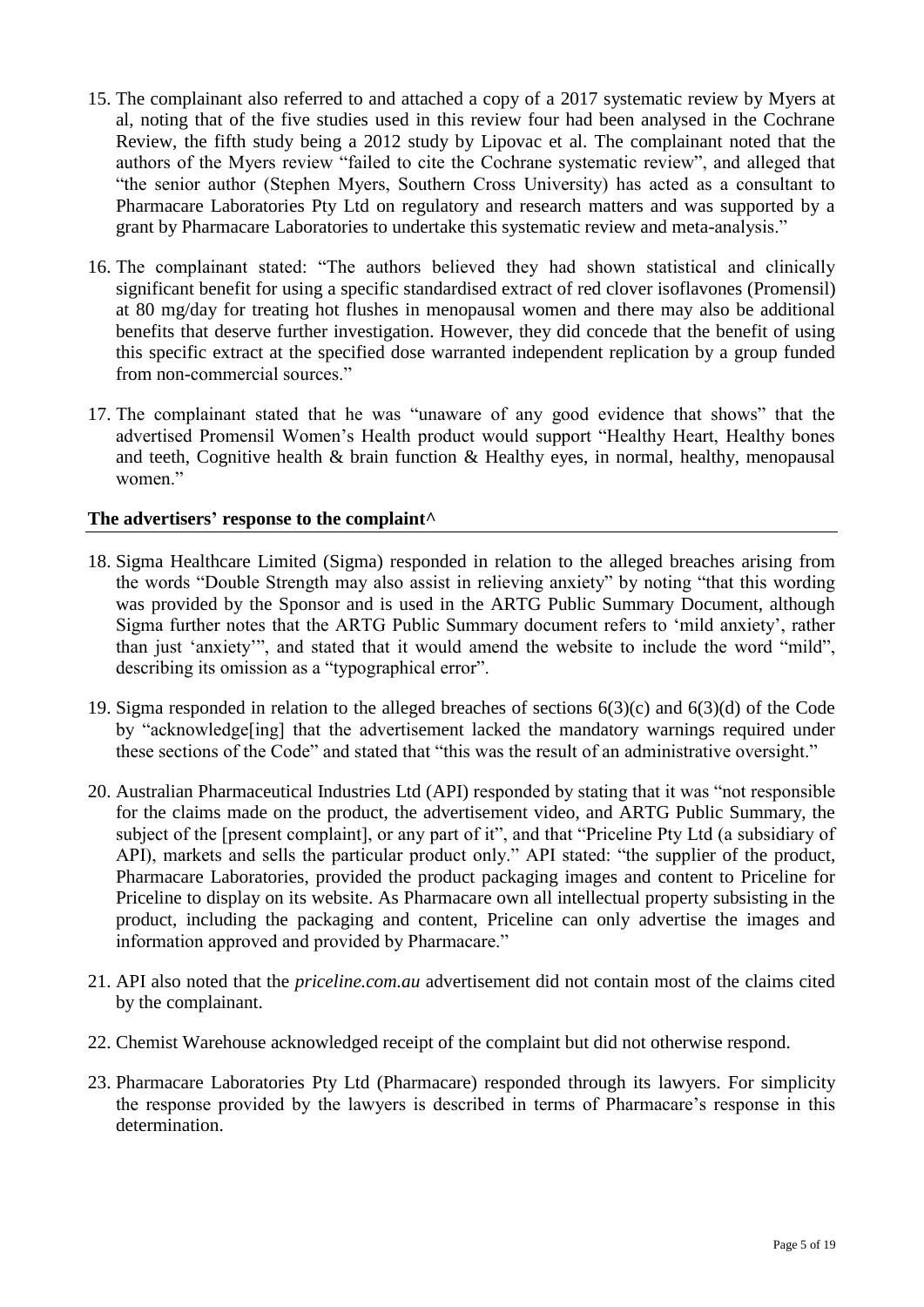15. The complainant also referred to and attached a copy of a 2017 systematic review by Myers at al, noting that of the five studies used in this review four had been analysed in the Cochrane Review, the fifth study being a 2012 study by Lipovac et al. The complainant noted that the authors of the Myers review "failed to cite the Cochrane systematic review", and alleged that "the senior author (Stephen Myers, Southern Cross University) has acted as a consultant to Pharmacare Laboratories Pty Ltd on regulatory and research matters and was supported by a grant by Pharmacare Laboratories to undertake this systematic review and meta-analysis."

16. The complainant stated: "The authors believed they had shown statistical and clinically significant benefit for using a specific standardised extract of red clover isoflavones (Promensil) at 80 mg/day for treating hot flushes in menopausal women and there may also be additional benefits that deserve further investigation. However, they did concede that the benefit of using this specific extract at the specified dose warranted independent replication by a group funded from non-commercial sources."

17. The complainant stated that he was "unaware of any good evidence that shows" that the advertised Promensil Women's Health product would support "Healthy Heart, Healthy bones and teeth, Cognitive health & brain function & Healthy eyes, in normal, healthy, menopausal women."

## The advertisers' response to the complaint^

18. Sigma Healthcare Limited (Sigma) responded in relation to the alleged breaches arising from the words "Double Strength may also assist in relieving anxiety" by noting "that this wording was provided by the Sponsor and is used in the ARTG Public Summary Document, although Sigma further notes that the ARTG Public Summary document refers to 'mild anxiety', rather than just 'anxiety'", and stated that it would amend the website to include the word "mild", describing its omission as a "typographical error".

19. Sigma responded in relation to the alleged breaches of sections 6(3)(c) and 6(3)(d) of the Code by "acknowledge[ing] that the advertisement lacked the mandatory warnings required under these sections of the Code" and stated that "this was the result of an administrative oversight."

20. Australian Pharmaceutical Industries Ltd (API) responded by stating that it was "not responsible for the claims made on the product, the advertisement video, and ARTG Public Summary, the subject of the [present complaint], or any part of it", and that "Priceline Pty Ltd (a subsidiary of API), markets and sells the particular product only." API stated: "the supplier of the product, Pharmacare Laboratories, provided the product packaging images and content to Priceline for Priceline to display on its website. As Pharmacare own all intellectual property subsisting in the product, including the packaging and content, Priceline can only advertise the images and information approved and provided by Pharmacare."

21. API also noted that the *priceline.com.au* advertisement did not contain most of the claims cited by the complainant.

22. Chemist Warehouse acknowledged receipt of the complaint but did not otherwise respond.

23. Pharmacare Laboratories Pty Ltd (Pharmacare) responded through its lawyers. For simplicity the response provided by the lawyers is described in terms of Pharmacare's response in this determination.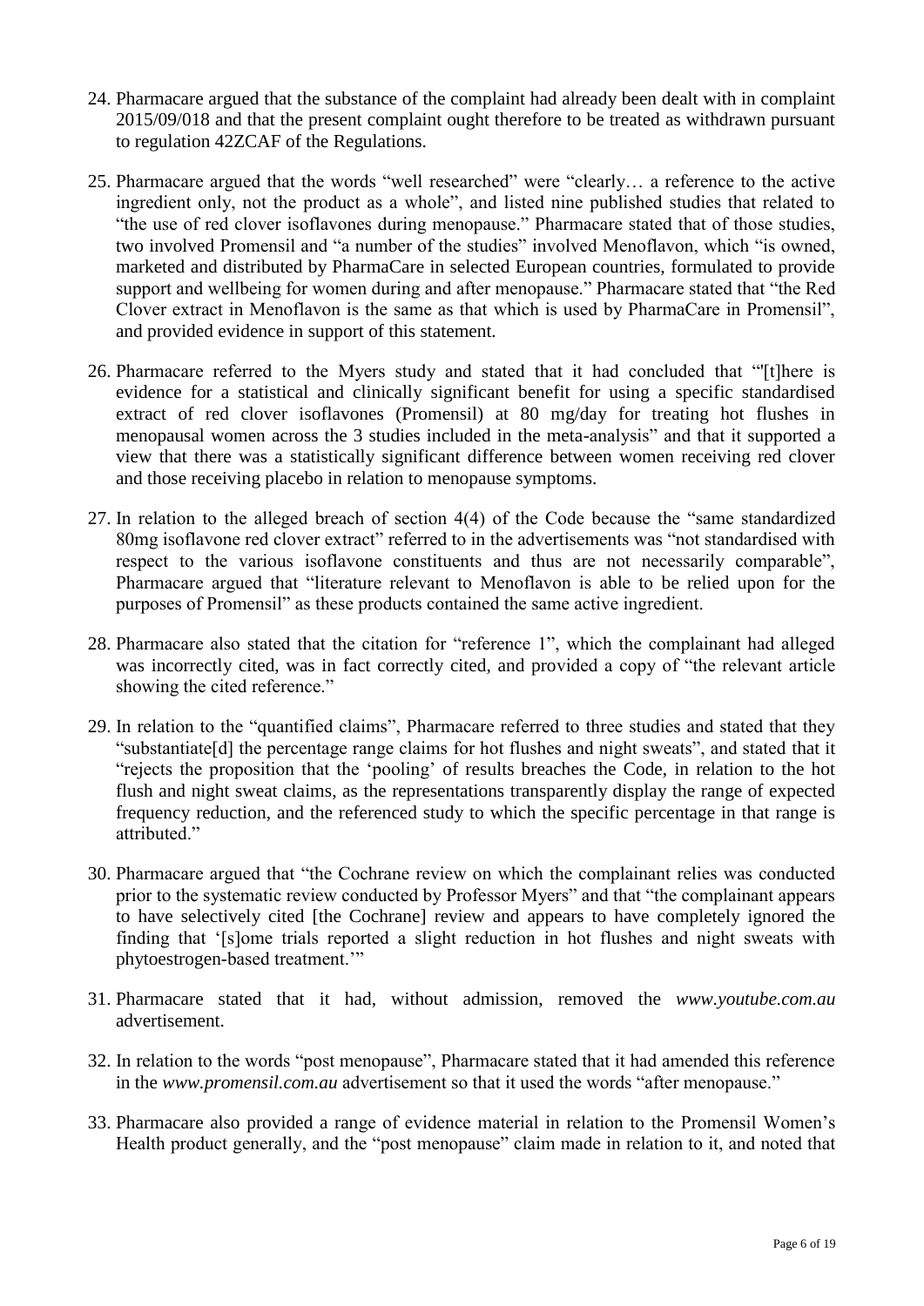24. Pharmacare argued that the substance of the complaint had already been dealt with in complaint 2015/09/018 and that the present complaint ought therefore to be treated as withdrawn pursuant to regulation 42ZCAF of the Regulations.

25. Pharmacare argued that the words "well researched" were "clearly… a reference to the active ingredient only, not the product as a whole", and listed nine published studies that related to "the use of red clover isoflavones during menopause." Pharmacare stated that of those studies, two involved Promensil and "a number of the studies" involved Menoflavon, which "is owned, marketed and distributed by PharmaCare in selected European countries, formulated to provide support and wellbeing for women during and after menopause." Pharmacare stated that "the Red Clover extract in Menoflavon is the same as that which is used by PharmaCare in Promensil", and provided evidence in support of this statement.

26. Pharmacare referred to the Myers study and stated that it had concluded that "'[t]here is evidence for a statistical and clinically significant benefit for using a specific standardised extract of red clover isoflavones (Promensil) at 80 mg/day for treating hot flushes in menopausal women across the 3 studies included in the meta-analysis" and that it supported a view that there was a statistically significant difference between women receiving red clover and those receiving placebo in relation to menopause symptoms.

27. In relation to the alleged breach of section 4(4) of the Code because the "same standardized 80mg isoflavone red clover extract" referred to in the advertisements was "not standardised with respect to the various isoflavone constituents and thus are not necessarily comparable", Pharmacare argued that "literature relevant to Menoflavon is able to be relied upon for the purposes of Promensil" as these products contained the same active ingredient.

28. Pharmacare also stated that the citation for "reference 1", which the complainant had alleged was incorrectly cited, was in fact correctly cited, and provided a copy of "the relevant article showing the cited reference."

29. In relation to the "quantified claims", Pharmacare referred to three studies and stated that they "substantiate[d] the percentage range claims for hot flushes and night sweats", and stated that it "rejects the proposition that the 'pooling' of results breaches the Code, in relation to the hot flush and night sweat claims, as the representations transparently display the range of expected frequency reduction, and the referenced study to which the specific percentage in that range is attributed."

30. Pharmacare argued that "the Cochrane review on which the complainant relies was conducted prior to the systematic review conducted by Professor Myers" and that "the complainant appears to have selectively cited [the Cochrane] review and appears to have completely ignored the finding that '[s]ome trials reported a slight reduction in hot flushes and night sweats with phytoestrogen-based treatment.'"

31. Pharmacare stated that it had, without admission, removed the *www.youtube.com.au* advertisement.

32. In relation to the words "post menopause", Pharmacare stated that it had amended this reference in the *www.promensil.com.au* advertisement so that it used the words "after menopause."

33. Pharmacare also provided a range of evidence material in relation to the Promensil Women's Health product generally, and the "post menopause" claim made in relation to it, and noted that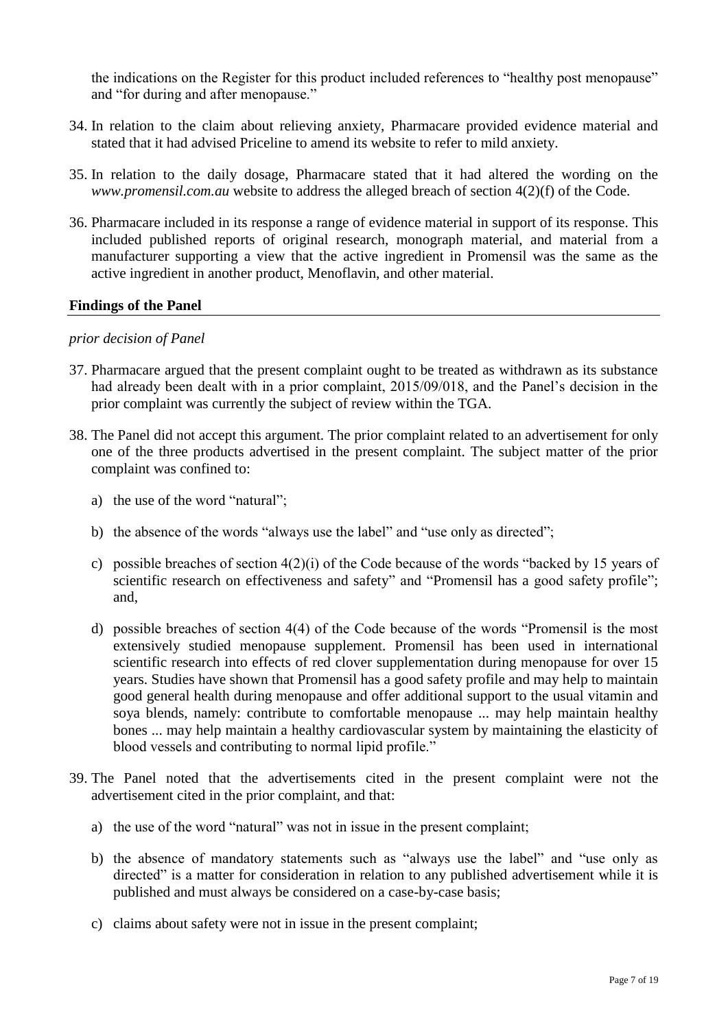the indications on the Register for this product included references to "healthy post menopause" and "for during and after menopause."

34. In relation to the claim about relieving anxiety, Pharmacare provided evidence material and stated that it had advised Priceline to amend its website to refer to mild anxiety.

35. In relation to the daily dosage, Pharmacare stated that it had altered the wording on the *www.promensil.com.au* website to address the alleged breach of section 4(2)(f) of the Code.

36. Pharmacare included in its response a range of evidence material in support of its response. This included published reports of original research, monograph material, and material from a manufacturer supporting a view that the active ingredient in Promensil was the same as the active ingredient in another product, Menoflavin, and other material.

## Findings of the Panel

*prior decision of Panel*

37. Pharmacare argued that the present complaint ought to be treated as withdrawn as its substance had already been dealt with in a prior complaint, 2015/09/018, and the Panel's decision in the prior complaint was currently the subject of review within the TGA.

38. The Panel did not accept this argument. The prior complaint related to an advertisement for only one of the three products advertised in the present complaint. The subject matter of the prior complaint was confined to:

    a) the use of the word "natural";

    b) the absence of the words "always use the label" and "use only as directed";

    c) possible breaches of section 4(2)(i) of the Code because of the words "backed by 15 years of scientific research on effectiveness and safety" and "Promensil has a good safety profile"; and,

    d) possible breaches of section 4(4) of the Code because of the words "Promensil is the most extensively studied menopause supplement. Promensil has been used in international scientific research into effects of red clover supplementation during menopause for over 15 years. Studies have shown that Promensil has a good safety profile and may help to maintain good general health during menopause and offer additional support to the usual vitamin and soya blends, namely: contribute to comfortable menopause ... may help maintain healthy bones ... may help maintain a healthy cardiovascular system by maintaining the elasticity of blood vessels and contributing to normal lipid profile."

39. The Panel noted that the advertisements cited in the present complaint were not the advertisement cited in the prior complaint, and that:

    a) the use of the word "natural" was not in issue in the present complaint;

    b) the absence of mandatory statements such as "always use the label" and "use only as directed" is a matter for consideration in relation to any published advertisement while it is published and must always be considered on a case-by-case basis;

    c) claims about safety were not in issue in the present complaint;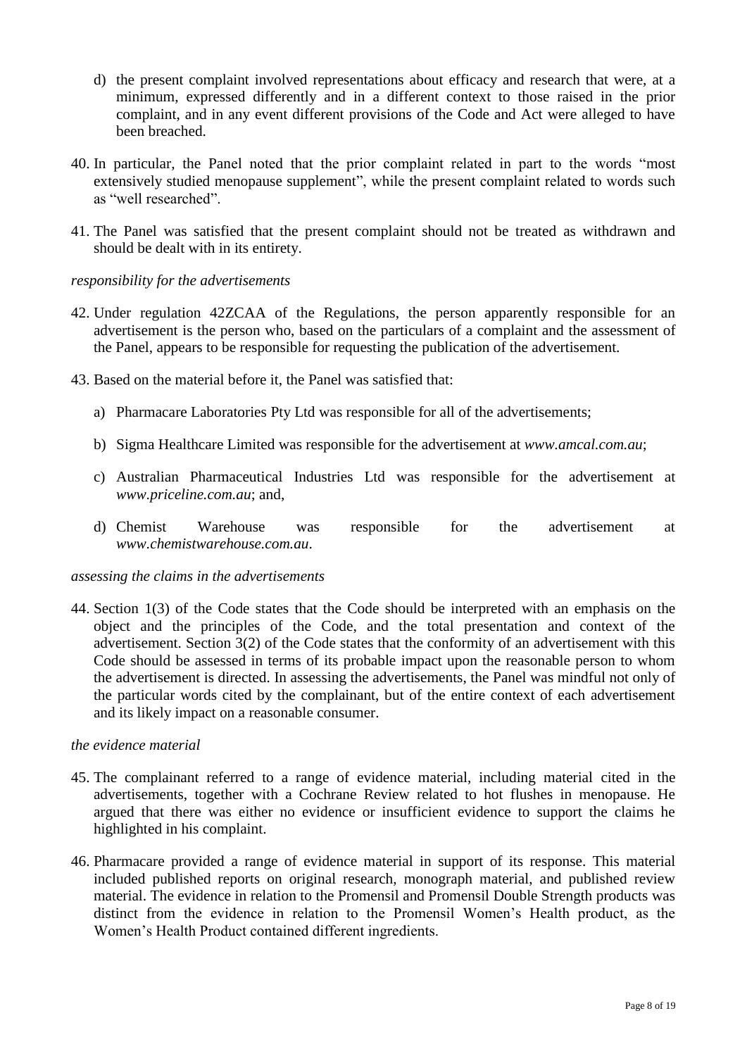d) the present complaint involved representations about efficacy and research that were, at a minimum, expressed differently and in a different context to those raised in the prior complaint, and in any event different provisions of the Code and Act were alleged to have been breached.

40. In particular, the Panel noted that the prior complaint related in part to the words "most extensively studied menopause supplement", while the present complaint related to words such as "well researched".

41. The Panel was satisfied that the present complaint should not be treated as withdrawn and should be dealt with in its entirety.

*responsibility for the advertisements*

42. Under regulation 42ZCAA of the Regulations, the person apparently responsible for an advertisement is the person who, based on the particulars of a complaint and the assessment of the Panel, appears to be responsible for requesting the publication of the advertisement.

43. Based on the material before it, the Panel was satisfied that:

    a) Pharmacare Laboratories Pty Ltd was responsible for all of the advertisements;

    b) Sigma Healthcare Limited was responsible for the advertisement at *www.amcal.com.au*;

    c) Australian Pharmaceutical Industries Ltd was responsible for the advertisement at *www.priceline.com.au*; and,

    d) Chemist Warehouse was responsible for the advertisement at *www.chemistwarehouse.com.au*.

*assessing the claims in the advertisements*

44. Section 1(3) of the Code states that the Code should be interpreted with an emphasis on the object and the principles of the Code, and the total presentation and context of the advertisement. Section 3(2) of the Code states that the conformity of an advertisement with this Code should be assessed in terms of its probable impact upon the reasonable person to whom the advertisement is directed. In assessing the advertisements, the Panel was mindful not only of the particular words cited by the complainant, but of the entire context of each advertisement and its likely impact on a reasonable consumer.

*the evidence material*

45. The complainant referred to a range of evidence material, including material cited in the advertisements, together with a Cochrane Review related to hot flushes in menopause. He argued that there was either no evidence or insufficient evidence to support the claims he highlighted in his complaint.

46. Pharmacare provided a range of evidence material in support of its response. This material included published reports on original research, monograph material, and published review material. The evidence in relation to the Promensil and Promensil Double Strength products was distinct from the evidence in relation to the Promensil Women's Health product, as the Women's Health Product contained different ingredients.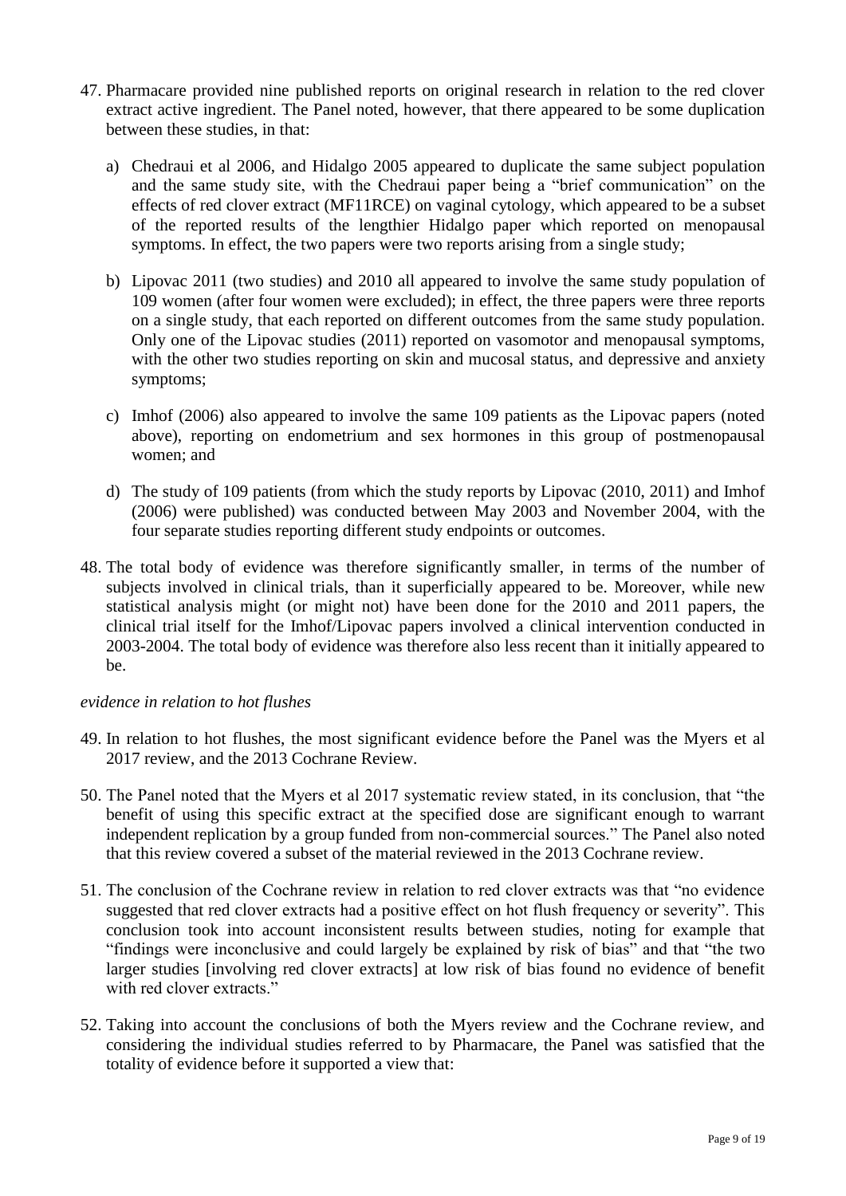47. Pharmacare provided nine published reports on original research in relation to the red clover extract active ingredient. The Panel noted, however, that there appeared to be some duplication between these studies, in that:

    a) Chedraui et al 2006, and Hidalgo 2005 appeared to duplicate the same subject population and the same study site, with the Chedraui paper being a "brief communication" on the effects of red clover extract (MF11RCE) on vaginal cytology, which appeared to be a subset of the reported results of the lengthier Hidalgo paper which reported on menopausal symptoms. In effect, the two papers were two reports arising from a single study;

    b) Lipovac 2011 (two studies) and 2010 all appeared to involve the same study population of 109 women (after four women were excluded); in effect, the three papers were three reports on a single study, that each reported on different outcomes from the same study population. Only one of the Lipovac studies (2011) reported on vasomotor and menopausal symptoms, with the other two studies reporting on skin and mucosal status, and depressive and anxiety symptoms;

    c) Imhof (2006) also appeared to involve the same 109 patients as the Lipovac papers (noted above), reporting on endometrium and sex hormones in this group of postmenopausal women; and

    d) The study of 109 patients (from which the study reports by Lipovac (2010, 2011) and Imhof (2006) were published) was conducted between May 2003 and November 2004, with the four separate studies reporting different study endpoints or outcomes.

48. The total body of evidence was therefore significantly smaller, in terms of the number of subjects involved in clinical trials, than it superficially appeared to be. Moreover, while new statistical analysis might (or might not) have been done for the 2010 and 2011 papers, the clinical trial itself for the Imhof/Lipovac papers involved a clinical intervention conducted in 2003-2004. The total body of evidence was therefore also less recent than it initially appeared to be.

*evidence in relation to hot flushes*

49. In relation to hot flushes, the most significant evidence before the Panel was the Myers et al 2017 review, and the 2013 Cochrane Review.

50. The Panel noted that the Myers et al 2017 systematic review stated, in its conclusion, that "the benefit of using this specific extract at the specified dose are significant enough to warrant independent replication by a group funded from non-commercial sources." The Panel also noted that this review covered a subset of the material reviewed in the 2013 Cochrane review.

51. The conclusion of the Cochrane review in relation to red clover extracts was that "no evidence suggested that red clover extracts had a positive effect on hot flush frequency or severity". This conclusion took into account inconsistent results between studies, noting for example that "findings were inconclusive and could largely be explained by risk of bias" and that "the two larger studies [involving red clover extracts] at low risk of bias found no evidence of benefit with red clover extracts."

52. Taking into account the conclusions of both the Myers review and the Cochrane review, and considering the individual studies referred to by Pharmacare, the Panel was satisfied that the totality of evidence before it supported a view that: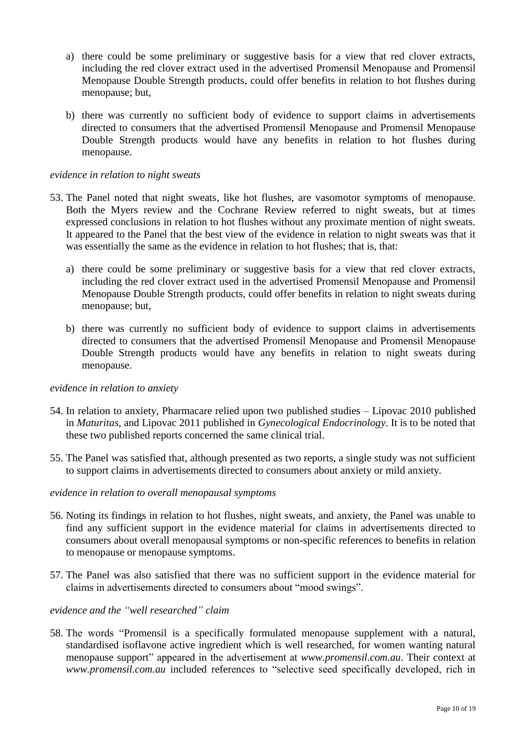a) there could be some preliminary or suggestive basis for a view that red clover extracts, including the red clover extract used in the advertised Promensil Menopause and Promensil Menopause Double Strength products, could offer benefits in relation to hot flushes during menopause; but,

b) there was currently no sufficient body of evidence to support claims in advertisements directed to consumers that the advertised Promensil Menopause and Promensil Menopause Double Strength products would have any benefits in relation to hot flushes during menopause.

*evidence in relation to night sweats*

53. The Panel noted that night sweats, like hot flushes, are vasomotor symptoms of menopause. Both the Myers review and the Cochrane Review referred to night sweats, but at times expressed conclusions in relation to hot flushes without any proximate mention of night sweats. It appeared to the Panel that the best view of the evidence in relation to night sweats was that it was essentially the same as the evidence in relation to hot flushes; that is, that:

    a) there could be some preliminary or suggestive basis for a view that red clover extracts, including the red clover extract used in the advertised Promensil Menopause and Promensil Menopause Double Strength products, could offer benefits in relation to night sweats during menopause; but,

    b) there was currently no sufficient body of evidence to support claims in advertisements directed to consumers that the advertised Promensil Menopause and Promensil Menopause Double Strength products would have any benefits in relation to night sweats during menopause.

*evidence in relation to anxiety*

54. In relation to anxiety, Pharmacare relied upon two published studies – Lipovac 2010 published in *Maturitas*, and Lipovac 2011 published in *Gynecological Endocrinology*. It is to be noted that these two published reports concerned the same clinical trial.

55. The Panel was satisfied that, although presented as two reports, a single study was not sufficient to support claims in advertisements directed to consumers about anxiety or mild anxiety.

*evidence in relation to overall menopausal symptoms*

56. Noting its findings in relation to hot flushes, night sweats, and anxiety, the Panel was unable to find any sufficient support in the evidence material for claims in advertisements directed to consumers about overall menopausal symptoms or non-specific references to benefits in relation to menopause or menopause symptoms.

57. The Panel was also satisfied that there was no sufficient support in the evidence material for claims in advertisements directed to consumers about "mood swings".

*evidence and the "well researched" claim*

58. The words "Promensil is a specifically formulated menopause supplement with a natural, standardised isoflavone active ingredient which is well researched, for women wanting natural menopause support" appeared in the advertisement at *www.promensil.com.au*. Their context at *www.promensil.com.au* included references to "selective seed specifically developed, rich in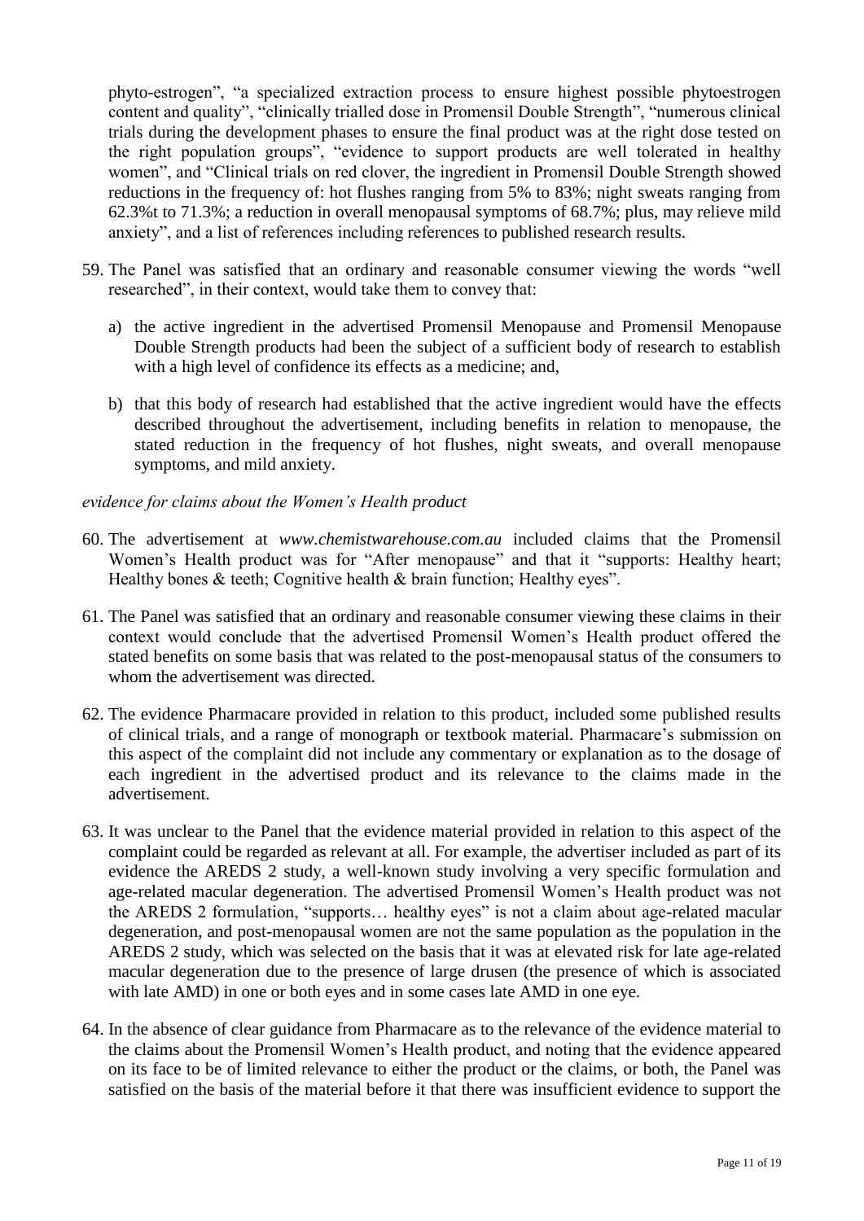phyto-estrogen", "a specialized extraction process to ensure highest possible phytoestrogen content and quality", "clinically trialled dose in Promensil Double Strength", "numerous clinical trials during the development phases to ensure the final product was at the right dose tested on the right population groups", "evidence to support products are well tolerated in healthy women", and "Clinical trials on red clover, the ingredient in Promensil Double Strength showed reductions in the frequency of: hot flushes ranging from 5% to 83%; night sweats ranging from 62.3%t to 71.3%; a reduction in overall menopausal symptoms of 68.7%; plus, may relieve mild anxiety", and a list of references including references to published research results.

59. The Panel was satisfied that an ordinary and reasonable consumer viewing the words "well researched", in their context, would take them to convey that:

    a) the active ingredient in the advertised Promensil Menopause and Promensil Menopause Double Strength products had been the subject of a sufficient body of research to establish with a high level of confidence its effects as a medicine; and,

    b) that this body of research had established that the active ingredient would have the effects described throughout the advertisement, including benefits in relation to menopause, the stated reduction in the frequency of hot flushes, night sweats, and overall menopause symptoms, and mild anxiety.

*evidence for claims about the Women's Health product*

60. The advertisement at *www.chemistwarehouse.com.au* included claims that the Promensil Women's Health product was for "After menopause" and that it "supports: Healthy heart; Healthy bones & teeth; Cognitive health & brain function; Healthy eyes".

61. The Panel was satisfied that an ordinary and reasonable consumer viewing these claims in their context would conclude that the advertised Promensil Women's Health product offered the stated benefits on some basis that was related to the post-menopausal status of the consumers to whom the advertisement was directed.

62. The evidence Pharmacare provided in relation to this product, included some published results of clinical trials, and a range of monograph or textbook material. Pharmacare's submission on this aspect of the complaint did not include any commentary or explanation as to the dosage of each ingredient in the advertised product and its relevance to the claims made in the advertisement.

63. It was unclear to the Panel that the evidence material provided in relation to this aspect of the complaint could be regarded as relevant at all. For example, the advertiser included as part of its evidence the AREDS 2 study, a well-known study involving a very specific formulation and age-related macular degeneration. The advertised Promensil Women's Health product was not the AREDS 2 formulation, "supports… healthy eyes" is not a claim about age-related macular degeneration, and post-menopausal women are not the same population as the population in the AREDS 2 study, which was selected on the basis that it was at elevated risk for late age-related macular degeneration due to the presence of large drusen (the presence of which is associated with late AMD) in one or both eyes and in some cases late AMD in one eye.

64. In the absence of clear guidance from Pharmacare as to the relevance of the evidence material to the claims about the Promensil Women's Health product, and noting that the evidence appeared on its face to be of limited relevance to either the product or the claims, or both, the Panel was satisfied on the basis of the material before it that there was insufficient evidence to support the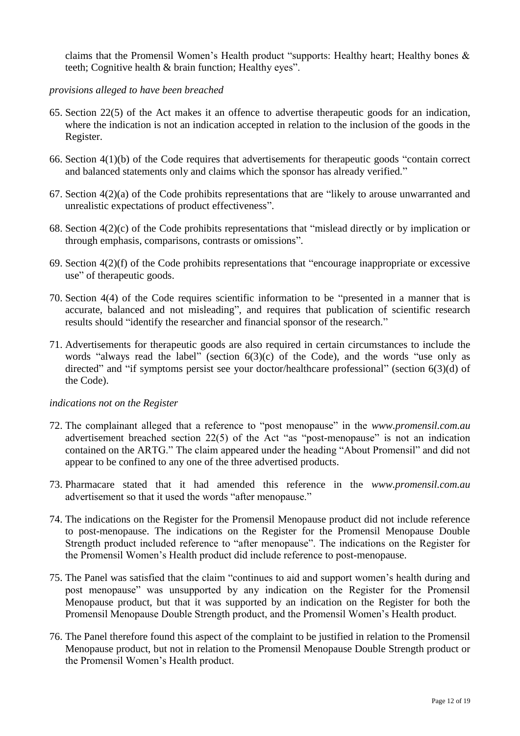claims that the Promensil Women's Health product "supports: Healthy heart; Healthy bones & teeth; Cognitive health & brain function; Healthy eyes".

*provisions alleged to have been breached*

65. Section 22(5) of the Act makes it an offence to advertise therapeutic goods for an indication, where the indication is not an indication accepted in relation to the inclusion of the goods in the Register.

66. Section 4(1)(b) of the Code requires that advertisements for therapeutic goods "contain correct and balanced statements only and claims which the sponsor has already verified."

67. Section 4(2)(a) of the Code prohibits representations that are "likely to arouse unwarranted and unrealistic expectations of product effectiveness".

68. Section 4(2)(c) of the Code prohibits representations that "mislead directly or by implication or through emphasis, comparisons, contrasts or omissions".

69. Section 4(2)(f) of the Code prohibits representations that "encourage inappropriate or excessive use" of therapeutic goods.

70. Section 4(4) of the Code requires scientific information to be "presented in a manner that is accurate, balanced and not misleading", and requires that publication of scientific research results should "identify the researcher and financial sponsor of the research."

71. Advertisements for therapeutic goods are also required in certain circumstances to include the words "always read the label" (section 6(3)(c) of the Code), and the words "use only as directed" and "if symptoms persist see your doctor/healthcare professional" (section 6(3)(d) of the Code).

*indications not on the Register*

72. The complainant alleged that a reference to "post menopause" in the *www.promensil.com.au* advertisement breached section 22(5) of the Act "as "post-menopause" is not an indication contained on the ARTG." The claim appeared under the heading "About Promensil" and did not appear to be confined to any one of the three advertised products.

73. Pharmacare stated that it had amended this reference in the *www.promensil.com.au* advertisement so that it used the words "after menopause."

74. The indications on the Register for the Promensil Menopause product did not include reference to post-menopause. The indications on the Register for the Promensil Menopause Double Strength product included reference to "after menopause". The indications on the Register for the Promensil Women's Health product did include reference to post-menopause.

75. The Panel was satisfied that the claim "continues to aid and support women's health during and post menopause" was unsupported by any indication on the Register for the Promensil Menopause product, but that it was supported by an indication on the Register for both the Promensil Menopause Double Strength product, and the Promensil Women's Health product.

76. The Panel therefore found this aspect of the complaint to be justified in relation to the Promensil Menopause product, but not in relation to the Promensil Menopause Double Strength product or the Promensil Women's Health product.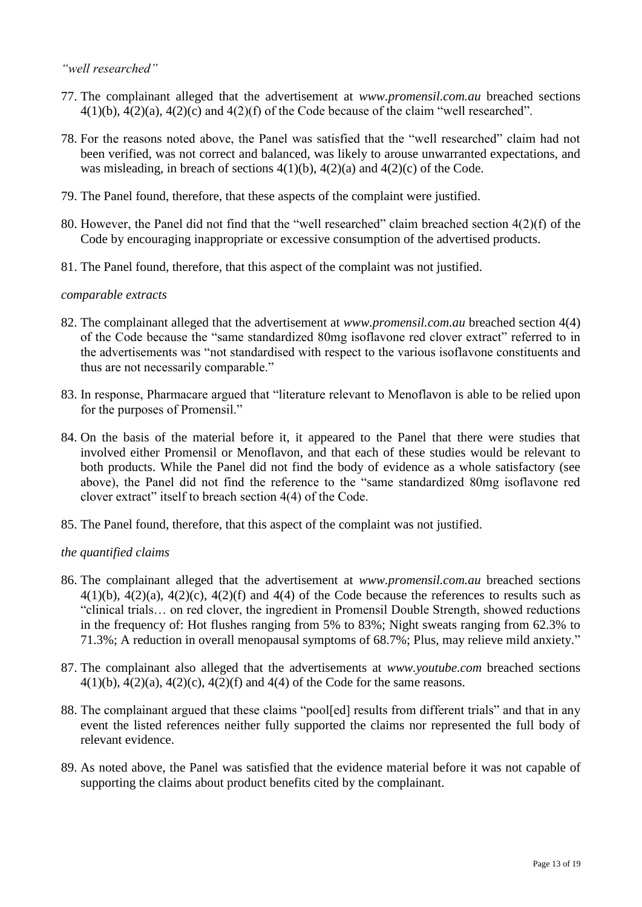*“well researched”*

77. The complainant alleged that the advertisement at *www.promensil.com.au* breached sections 4(1)(b), 4(2)(a), 4(2)(c) and 4(2)(f) of the Code because of the claim “well researched”.

78. For the reasons noted above, the Panel was satisfied that the “well researched” claim had not been verified, was not correct and balanced, was likely to arouse unwarranted expectations, and was misleading, in breach of sections 4(1)(b), 4(2)(a) and 4(2)(c) of the Code.

79. The Panel found, therefore, that these aspects of the complaint were justified.

80. However, the Panel did not find that the “well researched” claim breached section 4(2)(f) of the Code by encouraging inappropriate or excessive consumption of the advertised products.

81. The Panel found, therefore, that this aspect of the complaint was not justified.

*comparable extracts*

82. The complainant alleged that the advertisement at *www.promensil.com.au* breached section 4(4) of the Code because the “same standardized 80mg isoflavone red clover extract” referred to in the advertisements was “not standardised with respect to the various isoflavone constituents and thus are not necessarily comparable.”

83. In response, Pharmacare argued that “literature relevant to Menoflavon is able to be relied upon for the purposes of Promensil.”

84. On the basis of the material before it, it appeared to the Panel that there were studies that involved either Promensil or Menoflavon, and that each of these studies would be relevant to both products. While the Panel did not find the body of evidence as a whole satisfactory (see above), the Panel did not find the reference to the “same standardized 80mg isoflavone red clover extract” itself to breach section 4(4) of the Code.

85. The Panel found, therefore, that this aspect of the complaint was not justified.

*the quantified claims*

86. The complainant alleged that the advertisement at *www.promensil.com.au* breached sections 4(1)(b), 4(2)(a), 4(2)(c), 4(2)(f) and 4(4) of the Code because the references to results such as “clinical trials… on red clover, the ingredient in Promensil Double Strength, showed reductions in the frequency of: Hot flushes ranging from 5% to 83%; Night sweats ranging from 62.3% to 71.3%; A reduction in overall menopausal symptoms of 68.7%; Plus, may relieve mild anxiety.”

87. The complainant also alleged that the advertisements at *www.youtube.com* breached sections 4(1)(b), 4(2)(a), 4(2)(c), 4(2)(f) and 4(4) of the Code for the same reasons.

88. The complainant argued that these claims “pool[ed] results from different trials” and that in any event the listed references neither fully supported the claims nor represented the full body of relevant evidence.

89. As noted above, the Panel was satisfied that the evidence material before it was not capable of supporting the claims about product benefits cited by the complainant.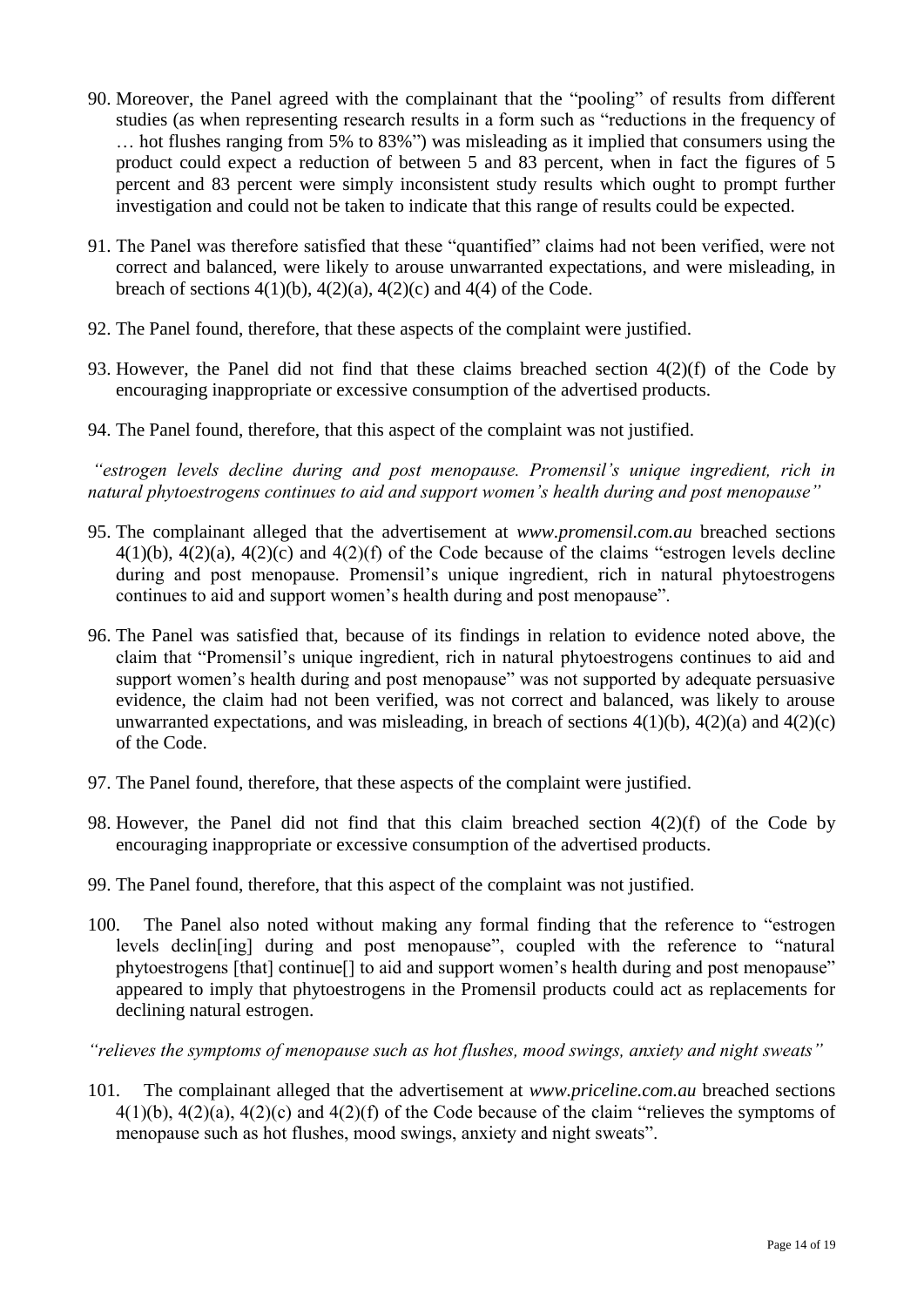90. Moreover, the Panel agreed with the complainant that the "pooling" of results from different studies (as when representing research results in a form such as "reductions in the frequency of … hot flushes ranging from 5% to 83%") was misleading as it implied that consumers using the product could expect a reduction of between 5 and 83 percent, when in fact the figures of 5 percent and 83 percent were simply inconsistent study results which ought to prompt further investigation and could not be taken to indicate that this range of results could be expected.

91. The Panel was therefore satisfied that these "quantified" claims had not been verified, were not correct and balanced, were likely to arouse unwarranted expectations, and were misleading, in breach of sections 4(1)(b), 4(2)(a), 4(2)(c) and 4(4) of the Code.

92. The Panel found, therefore, that these aspects of the complaint were justified.

93. However, the Panel did not find that these claims breached section 4(2)(f) of the Code by encouraging inappropriate or excessive consumption of the advertised products.

94. The Panel found, therefore, that this aspect of the complaint was not justified.

*"estrogen levels decline during and post menopause. Promensil's unique ingredient, rich in natural phytoestrogens continues to aid and support women's health during and post menopause"*

95. The complainant alleged that the advertisement at *www.promensil.com.au* breached sections 4(1)(b), 4(2)(a), 4(2)(c) and 4(2)(f) of the Code because of the claims "estrogen levels decline during and post menopause. Promensil's unique ingredient, rich in natural phytoestrogens continues to aid and support women's health during and post menopause".

96. The Panel was satisfied that, because of its findings in relation to evidence noted above, the claim that "Promensil's unique ingredient, rich in natural phytoestrogens continues to aid and support women's health during and post menopause" was not supported by adequate persuasive evidence, the claim had not been verified, was not correct and balanced, was likely to arouse unwarranted expectations, and was misleading, in breach of sections 4(1)(b), 4(2)(a) and 4(2)(c) of the Code.

97. The Panel found, therefore, that these aspects of the complaint were justified.

98. However, the Panel did not find that this claim breached section 4(2)(f) of the Code by encouraging inappropriate or excessive consumption of the advertised products.

99. The Panel found, therefore, that this aspect of the complaint was not justified.

100. The Panel also noted without making any formal finding that the reference to "estrogen levels declin[ing] during and post menopause", coupled with the reference to "natural phytoestrogens [that] continue[] to aid and support women's health during and post menopause" appeared to imply that phytoestrogens in the Promensil products could act as replacements for declining natural estrogen.

*"relieves the symptoms of menopause such as hot flushes, mood swings, anxiety and night sweats"*

101. The complainant alleged that the advertisement at *www.priceline.com.au* breached sections 4(1)(b), 4(2)(a), 4(2)(c) and 4(2)(f) of the Code because of the claim "relieves the symptoms of menopause such as hot flushes, mood swings, anxiety and night sweats".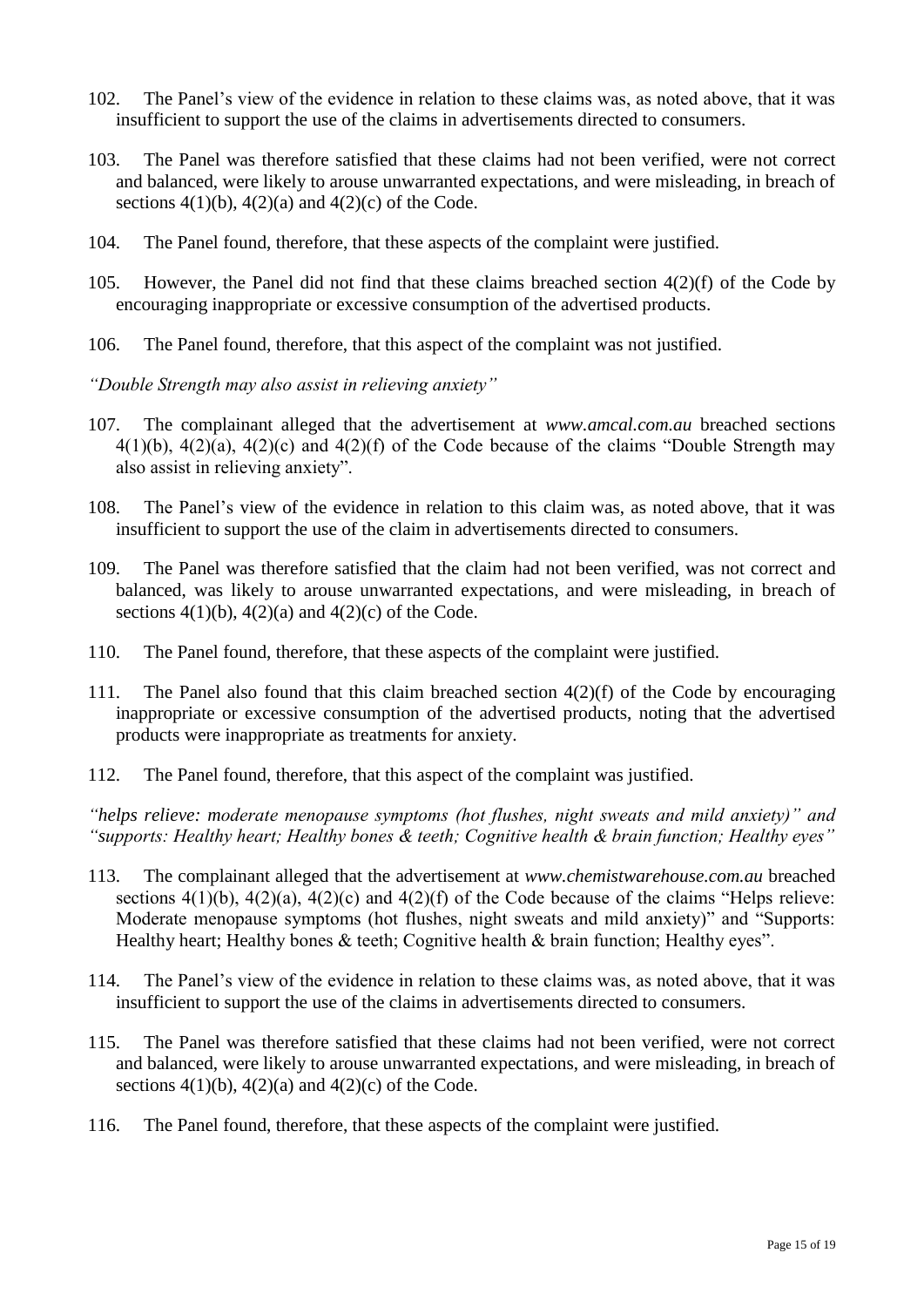102. The Panel's view of the evidence in relation to these claims was, as noted above, that it was insufficient to support the use of the claims in advertisements directed to consumers.

103. The Panel was therefore satisfied that these claims had not been verified, were not correct and balanced, were likely to arouse unwarranted expectations, and were misleading, in breach of sections 4(1)(b), 4(2)(a) and 4(2)(c) of the Code.

104. The Panel found, therefore, that these aspects of the complaint were justified.

105. However, the Panel did not find that these claims breached section 4(2)(f) of the Code by encouraging inappropriate or excessive consumption of the advertised products.

106. The Panel found, therefore, that this aspect of the complaint was not justified.

*"Double Strength may also assist in relieving anxiety"*

107. The complainant alleged that the advertisement at *www.amcal.com.au* breached sections 4(1)(b), 4(2)(a), 4(2)(c) and 4(2)(f) of the Code because of the claims "Double Strength may also assist in relieving anxiety".

108. The Panel's view of the evidence in relation to this claim was, as noted above, that it was insufficient to support the use of the claim in advertisements directed to consumers.

109. The Panel was therefore satisfied that the claim had not been verified, was not correct and balanced, was likely to arouse unwarranted expectations, and were misleading, in breach of sections 4(1)(b), 4(2)(a) and 4(2)(c) of the Code.

110. The Panel found, therefore, that these aspects of the complaint were justified.

111. The Panel also found that this claim breached section 4(2)(f) of the Code by encouraging inappropriate or excessive consumption of the advertised products, noting that the advertised products were inappropriate as treatments for anxiety.

112. The Panel found, therefore, that this aspect of the complaint was justified.

*"helps relieve: moderate menopause symptoms (hot flushes, night sweats and mild anxiety)" and "supports: Healthy heart; Healthy bones & teeth; Cognitive health & brain function; Healthy eyes"*

113. The complainant alleged that the advertisement at *www.chemistwarehouse.com.au* breached sections 4(1)(b), 4(2)(a), 4(2)(c) and 4(2)(f) of the Code because of the claims "Helps relieve: Moderate menopause symptoms (hot flushes, night sweats and mild anxiety)" and "Supports: Healthy heart; Healthy bones & teeth; Cognitive health & brain function; Healthy eyes".

114. The Panel's view of the evidence in relation to these claims was, as noted above, that it was insufficient to support the use of the claims in advertisements directed to consumers.

115. The Panel was therefore satisfied that these claims had not been verified, were not correct and balanced, were likely to arouse unwarranted expectations, and were misleading, in breach of sections 4(1)(b), 4(2)(a) and 4(2)(c) of the Code.

116. The Panel found, therefore, that these aspects of the complaint were justified.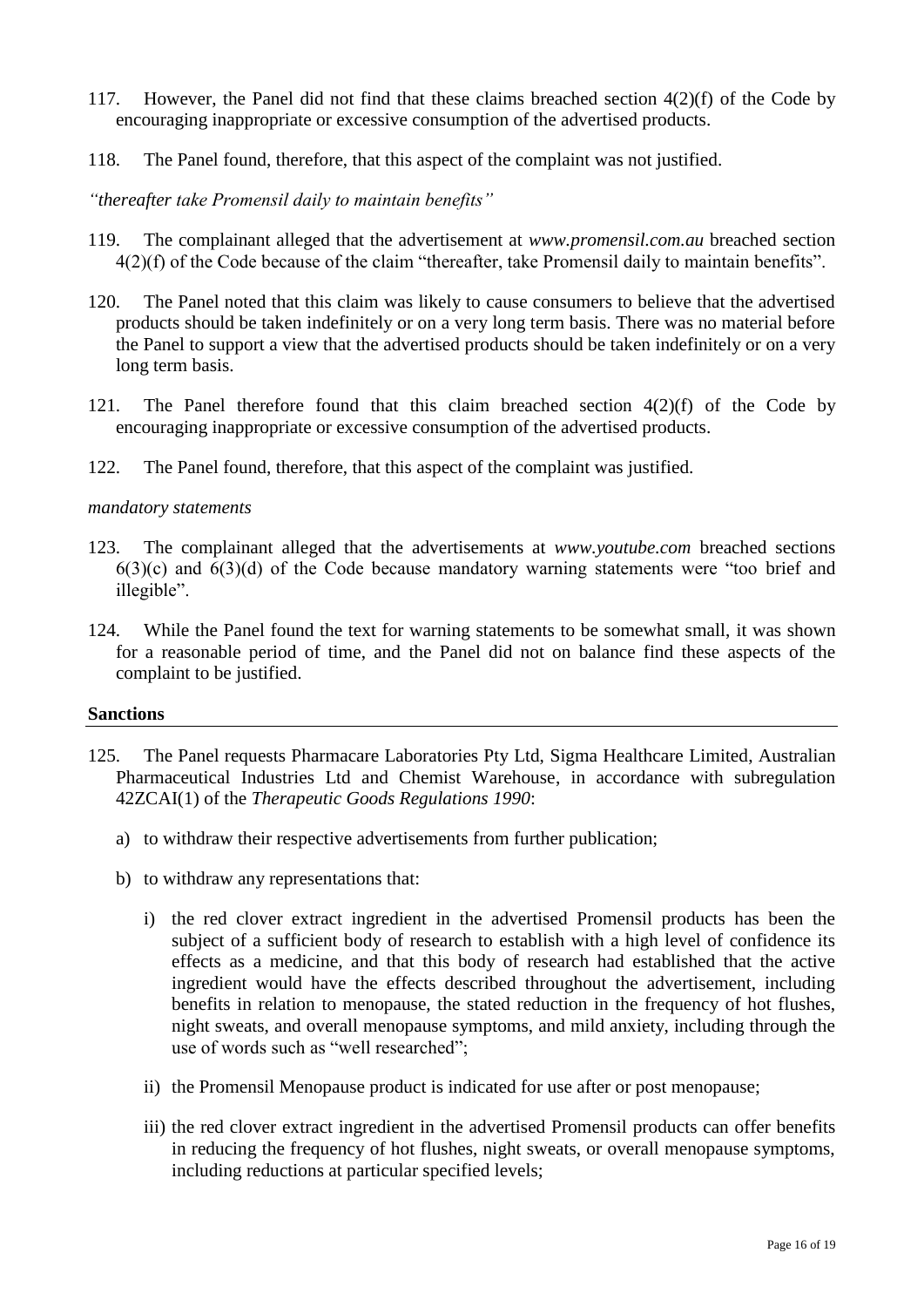117. However, the Panel did not find that these claims breached section 4(2)(f) of the Code by encouraging inappropriate or excessive consumption of the advertised products.

118. The Panel found, therefore, that this aspect of the complaint was not justified.

*"thereafter take Promensil daily to maintain benefits"*

119. The complainant alleged that the advertisement at *www.promensil.com.au* breached section 4(2)(f) of the Code because of the claim "thereafter, take Promensil daily to maintain benefits".

120. The Panel noted that this claim was likely to cause consumers to believe that the advertised products should be taken indefinitely or on a very long term basis. There was no material before the Panel to support a view that the advertised products should be taken indefinitely or on a very long term basis.

121. The Panel therefore found that this claim breached section 4(2)(f) of the Code by encouraging inappropriate or excessive consumption of the advertised products.

122. The Panel found, therefore, that this aspect of the complaint was justified.

*mandatory statements*

123. The complainant alleged that the advertisements at *www.youtube.com* breached sections 6(3)(c) and 6(3)(d) of the Code because mandatory warning statements were "too brief and illegible".

124. While the Panel found the text for warning statements to be somewhat small, it was shown for a reasonable period of time, and the Panel did not on balance find these aspects of the complaint to be justified.

## Sanctions

125. The Panel requests Pharmacare Laboratories Pty Ltd, Sigma Healthcare Limited, Australian Pharmaceutical Industries Ltd and Chemist Warehouse, in accordance with subregulation 42ZCAI(1) of the *Therapeutic Goods Regulations 1990*:

a) to withdraw their respective advertisements from further publication;

b) to withdraw any representations that:

i) the red clover extract ingredient in the advertised Promensil products has been the subject of a sufficient body of research to establish with a high level of confidence its effects as a medicine, and that this body of research had established that the active ingredient would have the effects described throughout the advertisement, including benefits in relation to menopause, the stated reduction in the frequency of hot flushes, night sweats, and overall menopause symptoms, and mild anxiety, including through the use of words such as "well researched";

ii) the Promensil Menopause product is indicated for use after or post menopause;

iii) the red clover extract ingredient in the advertised Promensil products can offer benefits in reducing the frequency of hot flushes, night sweats, or overall menopause symptoms, including reductions at particular specified levels;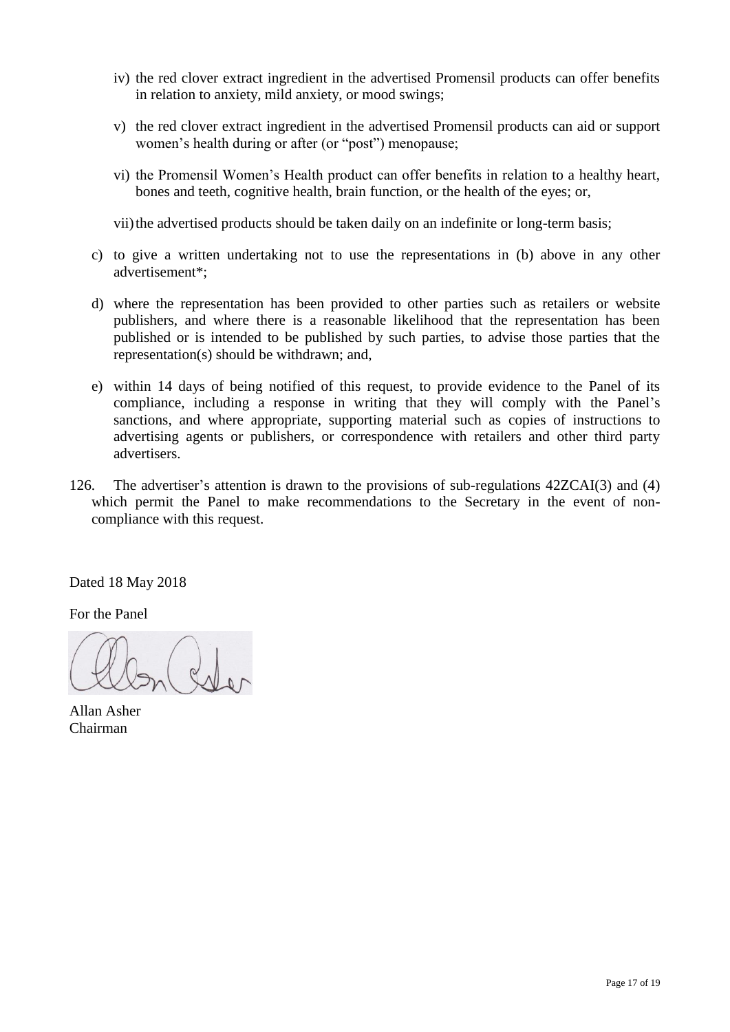iv) the red clover extract ingredient in the advertised Promensil products can offer benefits in relation to anxiety, mild anxiety, or mood swings;

v) the red clover extract ingredient in the advertised Promensil products can aid or support women's health during or after (or "post") menopause;

vi) the Promensil Women's Health product can offer benefits in relation to a healthy heart, bones and teeth, cognitive health, brain function, or the health of the eyes; or,

vii) the advertised products should be taken daily on an indefinite or long-term basis;

c) to give a written undertaking not to use the representations in (b) above in any other advertisement*;

d) where the representation has been provided to other parties such as retailers or website publishers, and where there is a reasonable likelihood that the representation has been published or is intended to be published by such parties, to advise those parties that the representation(s) should be withdrawn; and,

e) within 14 days of being notified of this request, to provide evidence to the Panel of its compliance, including a response in writing that they will comply with the Panel's sanctions, and where appropriate, supporting material such as copies of instructions to advertising agents or publishers, or correspondence with retailers and other third party advertisers.

126. The advertiser's attention is drawn to the provisions of sub-regulations 42ZCAI(3) and (4) which permit the Panel to make recommendations to the Secretary in the event of non-compliance with this request.

Dated 18 May 2018

For the Panel

Allan Asher
Chairman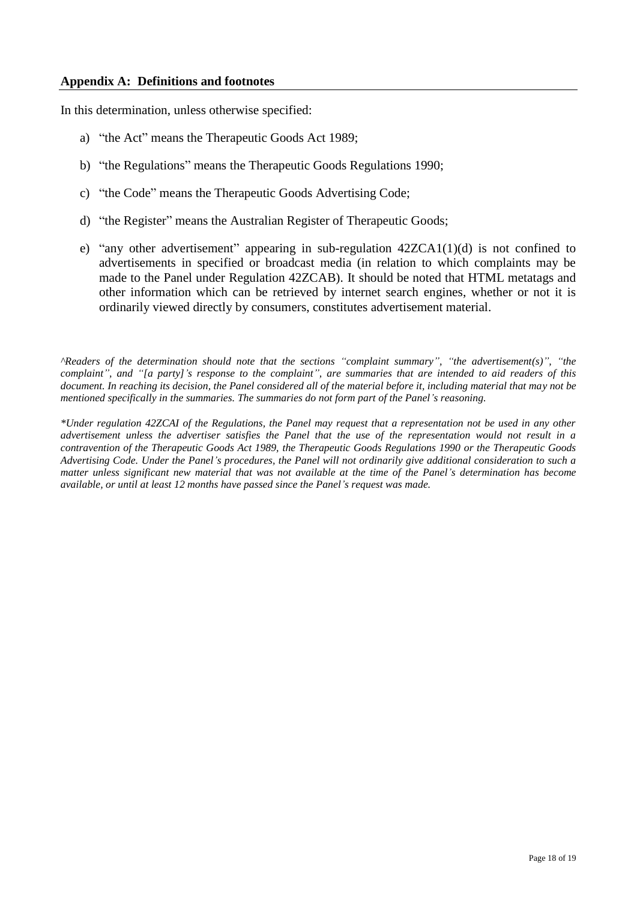## Appendix A: Definitions and footnotes

In this determination, unless otherwise specified:

a) "the Act" means the Therapeutic Goods Act 1989;

b) "the Regulations" means the Therapeutic Goods Regulations 1990;

c) "the Code" means the Therapeutic Goods Advertising Code;

d) "the Register" means the Australian Register of Therapeutic Goods;

e) "any other advertisement" appearing in sub-regulation 42ZCA1(1)(d) is not confined to advertisements in specified or broadcast media (in relation to which complaints may be made to the Panel under Regulation 42ZCAB). It should be noted that HTML metatags and other information which can be retrieved by internet search engines, whether or not it is ordinarily viewed directly by consumers, constitutes advertisement material.

*^Readers of the determination should note that the sections "complaint summary", "the advertisement(s)", "the complaint", and "[a party]'s response to the complaint", are summaries that are intended to aid readers of this document. In reaching its decision, the Panel considered all of the material before it, including material that may not be mentioned specifically in the summaries. The summaries do not form part of the Panel's reasoning.*

*\*Under regulation 42ZCAI of the Regulations, the Panel may request that a representation not be used in any other advertisement unless the advertiser satisfies the Panel that the use of the representation would not result in a contravention of the Therapeutic Goods Act 1989, the Therapeutic Goods Regulations 1990 or the Therapeutic Goods Advertising Code. Under the Panel's procedures, the Panel will not ordinarily give additional consideration to such a matter unless significant new material that was not available at the time of the Panel's determination has become available, or until at least 12 months have passed since the Panel's request was made.*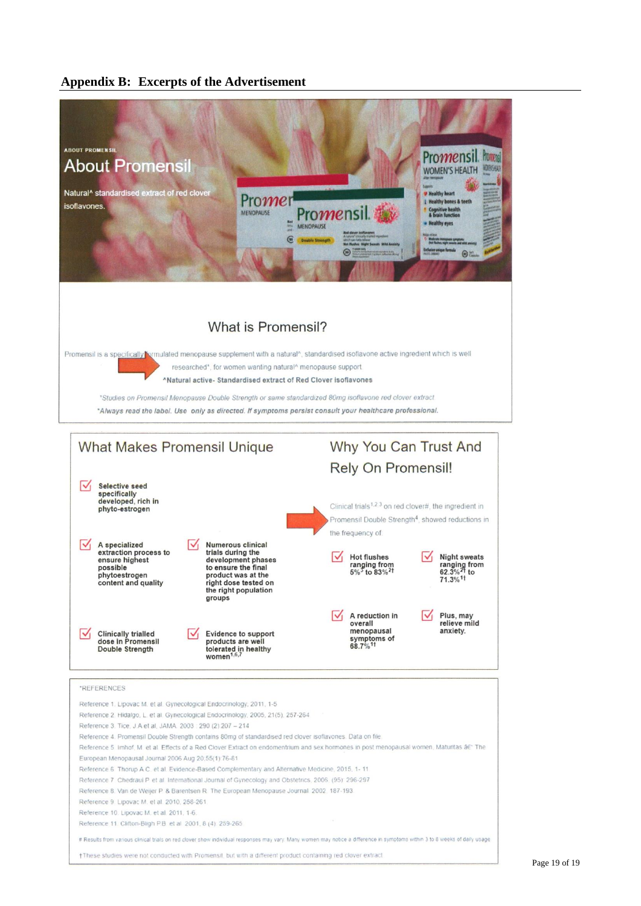## Appendix B: Excerpts of the Advertisement

ABOUT PROMENSIL

About Promensil

Natural^ standardised extract of red clover isoflavones.

### What is Promensil?

Promensil is a specifically formulated menopause supplement with a natural^, standardised isoflavone active ingredient which is well researched*, for women wanting natural^ menopause support

**^Natural active- Standardised extract of Red Clover isoflavones**

*\*Studies on Promensil Menopause Double Strength or same standardized 80mg isoflavone red clover extract*

*\*Always read the label. Use only as directed. If symptoms persist consult your healthcare professional.*

### What Makes Promensil Unique

- **Selective seed specifically developed, rich in phyto-estrogen**
- **A specialized extraction process to ensure highest possible phytoestrogen content and quality**
- **Numerous clinical trials during the development phases to ensure the final product was at the right dose tested on the right population groups**
- **Clinically trialled dose in Promensil Double Strength**
- **Evidence to support products are well tolerated in healthy women[1,6,7]**

### Why You Can Trust And Rely On Promensil!

Clinical trials[1,2,3] on red clover#, the ingredient in Promensil Double Strength[4], showed reductions in the frequency of:

- **Hot flushes ranging from 5%[3] to 83%[2†]**
- **Night sweats ranging from 62.3%[2†] to 71.3%[1†]**
- **A reduction in overall menopausal symptoms of 68.7%[1†]**
- **Plus, may relieve mild anxiety.**

\*REFERENCES

Reference 1. Lipovac M. et al. Gynecological Endocrinology, 2011, 1-5

Reference 2. Hidalgo, L. et al. Gynecological Endocrinology, 2005, 21(5), 257-264

Reference 3. Tice, J.A et al, JAMA, 2003 ; 290 (2) 207 – 214

Reference 4. Promensil Double Strength contains 80mg of standardised red clover isoflavones. Data on file.

Reference 5. Imhof, M. et al. Effects of a Red Clover Extract on endomentrium and sex hormones in post menopausal women, Maturitas â€" The European Menopausal Journal 2006 Aug 20;55(1):76-81

Reference 6. Thorup A.C. et al. Evidence-Based Complementary and Alternative Medicine, 2015, 1- 11

Reference 7. Chedraui P. et al. International Journal of Gynecology and Obstetrics, 2006, (95) 296-297

Reference 8. Van de Weijer P. & Barentsen R. The European Menopause Journal. 2002. 187-193

Reference 9. Lipovac M. et al. 2010, 258-261

Reference 10. Lipovac M. et al. 2011, 1-6.

Reference 11. Clifton-Bligh P.B. et al. 2001, 8 (4) 259-265

\# Results from various clinical trials on red clover show individual responses may vary. Many women may notice a difference in symptoms within 3 to 8 weeks of daily usage

†These studies were not conducted with Promensil, but with a different product containing red clover extract.